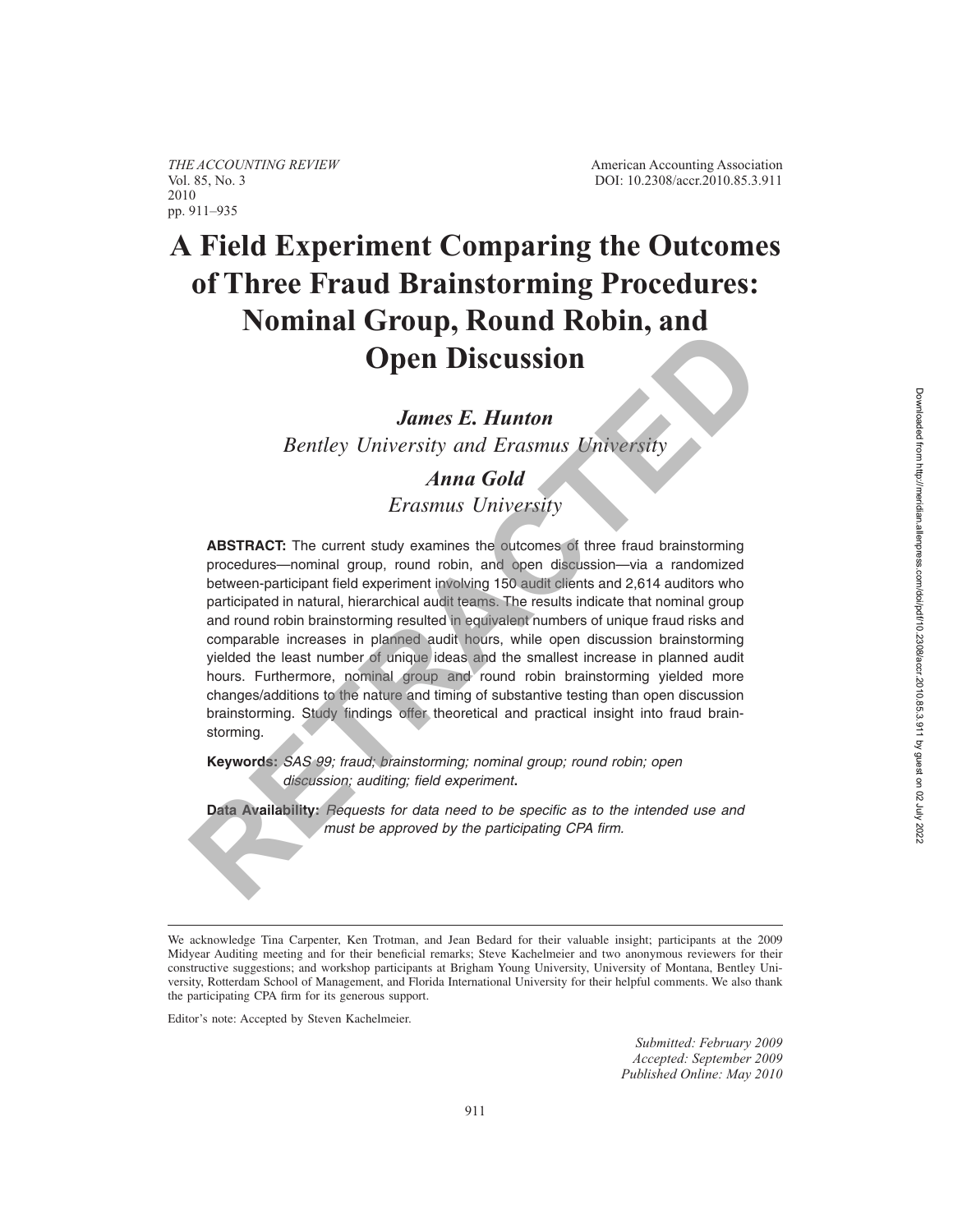# A Field Experiment Comparing the Outcomes of Three Fraud Brainstorming Procedures: Nominal Group, Round Robin, and Open Discussion

***James E. Hunton***

*Bentley University and Erasmus University*

***Anna Gold***

*Erasmus University*

**ABSTRACT:** The current study examines the outcomes of three fraud brainstorming procedures—nominal group, round robin, and open discussion—via a randomized between-participant field experiment involving 150 audit clients and 2,614 auditors who participated in natural, hierarchical audit teams. The results indicate that nominal group and round robin brainstorming resulted in equivalent numbers of unique fraud risks and comparable increases in planned audit hours, while open discussion brainstorming yielded the least number of unique ideas and the smallest increase in planned audit hours. Furthermore, nominal group and round robin brainstorming yielded more changes/additions to the nature and timing of substantive testing than open discussion brainstorming. Study findings offer theoretical and practical insight into fraud brainstorming.

**Keywords:** *SAS 99; fraud; brainstorming; nominal group; round robin; open discussion; auditing; field experiment.*

**Data Availability:** *Requests for data need to be specific as to the intended use and must be approved by the participating CPA firm.*

---

We acknowledge Tina Carpenter, Ken Trotman, and Jean Bedard for their valuable insight; participants at the 2009 Midyear Auditing meeting and for their beneficial remarks; Steve Kachelmeier and two anonymous reviewers for their constructive suggestions; and workshop participants at Brigham Young University, University of Montana, Bentley University, Rotterdam School of Management, and Florida International University for their helpful comments. We also thank the participating CPA firm for its generous support.

Editor's note: Accepted by Steven Kachelmeier.

*Submitted: February 2009*
*Accepted: September 2009*
*Published Online: May 2010*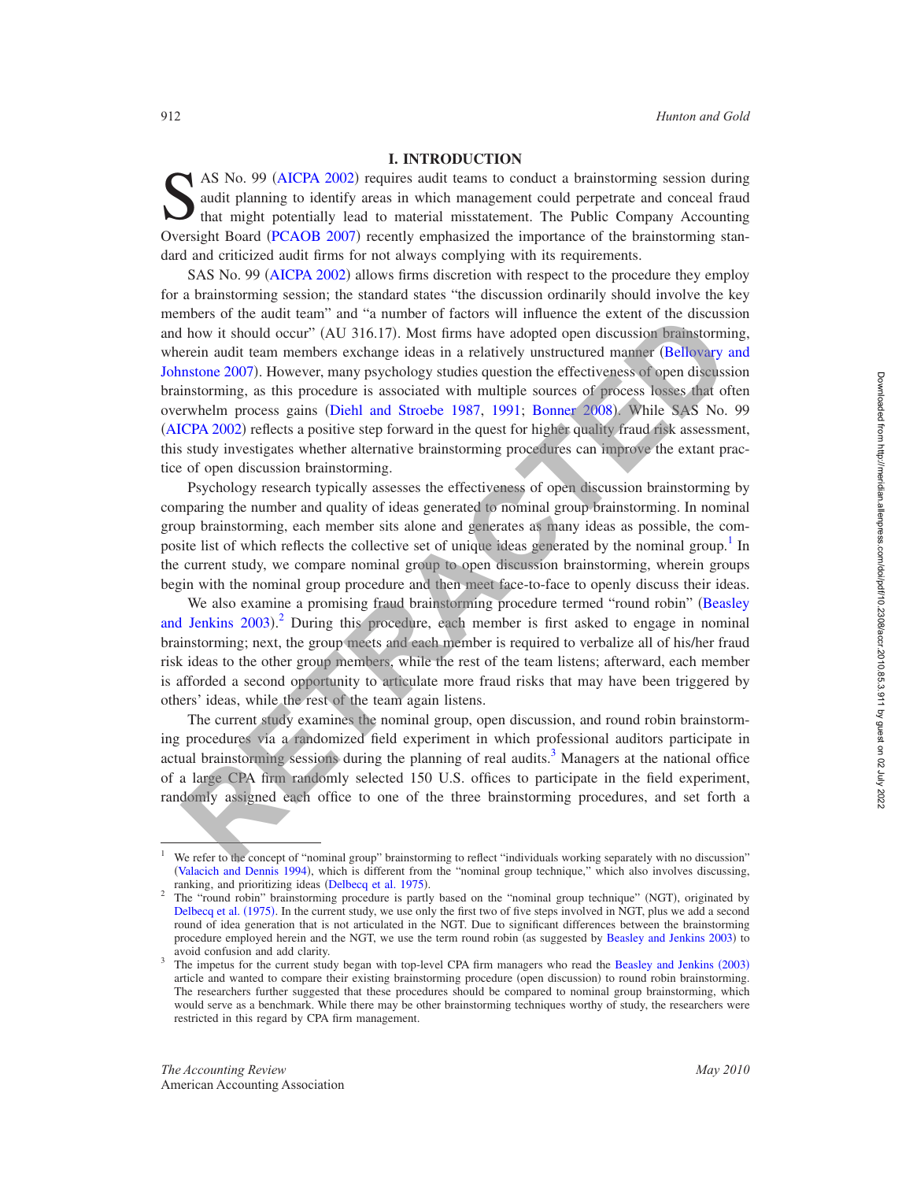## I. INTRODUCTION

SAS No. 99 (AICPA 2002) requires audit teams to conduct a brainstorming session during audit planning to identify areas in which management could perpetrate and conceal fraud that might potentially lead to material misstatement. The Public Company Accounting Oversight Board (PCAOB 2007) recently emphasized the importance of the brainstorming standard and criticized audit firms for not always complying with its requirements.

SAS No. 99 (AICPA 2002) allows firms discretion with respect to the procedure they employ for a brainstorming session; the standard states "the discussion ordinarily should involve the key members of the audit team" and "a number of factors will influence the extent of the discussion and how it should occur" (AU 316.17). Most firms have adopted open discussion brainstorming, wherein audit team members exchange ideas in a relatively unstructured manner (Bellovary and Johnstone 2007). However, many psychology studies question the effectiveness of open discussion brainstorming, as this procedure is associated with multiple sources of process losses that often overwhelm process gains (Diehl and Stroebe 1987, 1991; Bonner 2008). While SAS No. 99 (AICPA 2002) reflects a positive step forward in the quest for higher quality fraud risk assessment, this study investigates whether alternative brainstorming procedures can improve the extant practice of open discussion brainstorming.

Psychology research typically assesses the effectiveness of open discussion brainstorming by comparing the number and quality of ideas generated to nominal group brainstorming. In nominal group brainstorming, each member sits alone and generates as many ideas as possible, the composite list of which reflects the collective set of unique ideas generated by the nominal group.[1] In the current study, we compare nominal group to open discussion brainstorming, wherein groups begin with the nominal group procedure and then meet face-to-face to openly discuss their ideas.

We also examine a promising fraud brainstorming procedure termed "round robin" (Beasley and Jenkins 2003).[2] During this procedure, each member is first asked to engage in nominal brainstorming; next, the group meets and each member is required to verbalize all of his/her fraud risk ideas to the other group members, while the rest of the team listens; afterward, each member is afforded a second opportunity to articulate more fraud risks that may have been triggered by others' ideas, while the rest of the team again listens.

The current study examines the nominal group, open discussion, and round robin brainstorming procedures via a randomized field experiment in which professional auditors participate in actual brainstorming sessions during the planning of real audits.[3] Managers at the national office of a large CPA firm randomly selected 150 U.S. offices to participate in the field experiment, randomly assigned each office to one of the three brainstorming procedures, and set forth a

---

[1] We refer to the concept of "nominal group" brainstorming to reflect "individuals working separately with no discussion" (Valacich and Dennis 1994), which is different from the "nominal group technique," which also involves discussing, ranking, and prioritizing ideas (Delbecq et al. 1975).

[2] The "round robin" brainstorming procedure is partly based on the "nominal group technique" (NGT), originated by Delbecq et al. (1975). In the current study, we use only the first two of five steps involved in NGT, plus we add a second round of idea generation that is not articulated in the NGT. Due to significant differences between the brainstorming procedure employed herein and the NGT, we use the term round robin (as suggested by Beasley and Jenkins 2003) to avoid confusion and add clarity.

[3] The impetus for the current study began with top-level CPA firm managers who read the Beasley and Jenkins (2003) article and wanted to compare their existing brainstorming procedure (open discussion) to round robin brainstorming. The researchers further suggested that these procedures should be compared to nominal group brainstorming, which would serve as a benchmark. While there may be other brainstorming techniques worthy of study, the researchers were restricted in this regard by CPA firm management.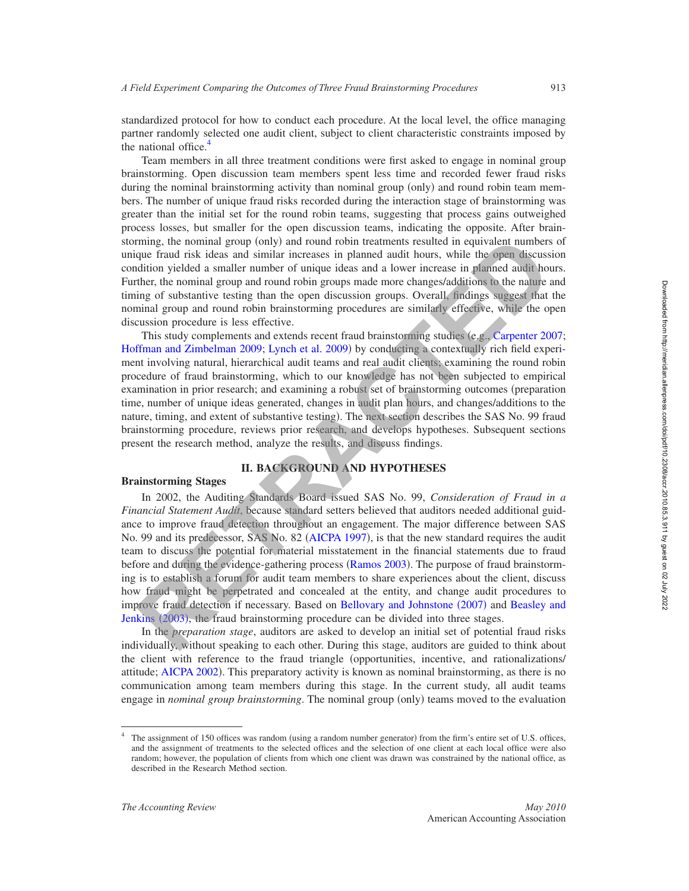standardized protocol for how to conduct each procedure. At the local level, the office managing partner randomly selected one audit client, subject to client characteristic constraints imposed by the national office.[4]

Team members in all three treatment conditions were first asked to engage in nominal group brainstorming. Open discussion team members spent less time and recorded fewer fraud risks during the nominal brainstorming activity than nominal group (only) and round robin team members. The number of unique fraud risks recorded during the interaction stage of brainstorming was greater than the initial set for the round robin teams, suggesting that process gains outweighed process losses, but smaller for the open discussion teams, indicating the opposite. After brainstorming, the nominal group (only) and round robin treatments resulted in equivalent numbers of unique fraud risk ideas and similar increases in planned audit hours, while the open discussion condition yielded a smaller number of unique ideas and a lower increase in planned audit hours. Further, the nominal group and round robin groups made more changes/additions to the nature and timing of substantive testing than the open discussion groups. Overall, findings suggest that the nominal group and round robin brainstorming procedures are similarly effective, while the open discussion procedure is less effective.

This study complements and extends recent fraud brainstorming studies (e.g., Carpenter 2007; Hoffman and Zimbelman 2009; Lynch et al. 2009) by conducting a contextually rich field experiment involving natural, hierarchical audit teams and real audit clients; examining the round robin procedure of fraud brainstorming, which to our knowledge has not been subjected to empirical examination in prior research; and examining a robust set of brainstorming outcomes (preparation time, number of unique ideas generated, changes in audit plan hours, and changes/additions to the nature, timing, and extent of substantive testing). The next section describes the SAS No. 99 fraud brainstorming procedure, reviews prior research, and develops hypotheses. Subsequent sections present the research method, analyze the results, and discuss findings.

## II. BACKGROUND AND HYPOTHESES

### Brainstorming Stages

In 2002, the Auditing Standards Board issued SAS No. 99, *Consideration of Fraud in a Financial Statement Audit*, because standard setters believed that auditors needed additional guidance to improve fraud detection throughout an engagement. The major difference between SAS No. 99 and its predecessor, SAS No. 82 (AICPA 1997), is that the new standard requires the audit team to discuss the potential for material misstatement in the financial statements due to fraud before and during the evidence-gathering process (Ramos 2003). The purpose of fraud brainstorming is to establish a forum for audit team members to share experiences about the client, discuss how fraud might be perpetrated and concealed at the entity, and change audit procedures to improve fraud detection if necessary. Based on Bellovary and Johnstone (2007) and Beasley and Jenkins (2003), the fraud brainstorming procedure can be divided into three stages.

In the *preparation stage*, auditors are asked to develop an initial set of potential fraud risks individually, without speaking to each other. During this stage, auditors are guided to think about the client with reference to the fraud triangle (opportunities, incentive, and rationalizations/attitude; AICPA 2002). This preparatory activity is known as nominal brainstorming, as there is no communication among team members during this stage. In the current study, all audit teams engage in *nominal group brainstorming*. The nominal group (only) teams moved to the evaluation

[4] The assignment of 150 offices was random (using a random number generator) from the firm's entire set of U.S. offices, and the assignment of treatments to the selected offices and the selection of one client at each local office were also random; however, the population of clients from which one client was drawn was constrained by the national office, as described in the Research Method section.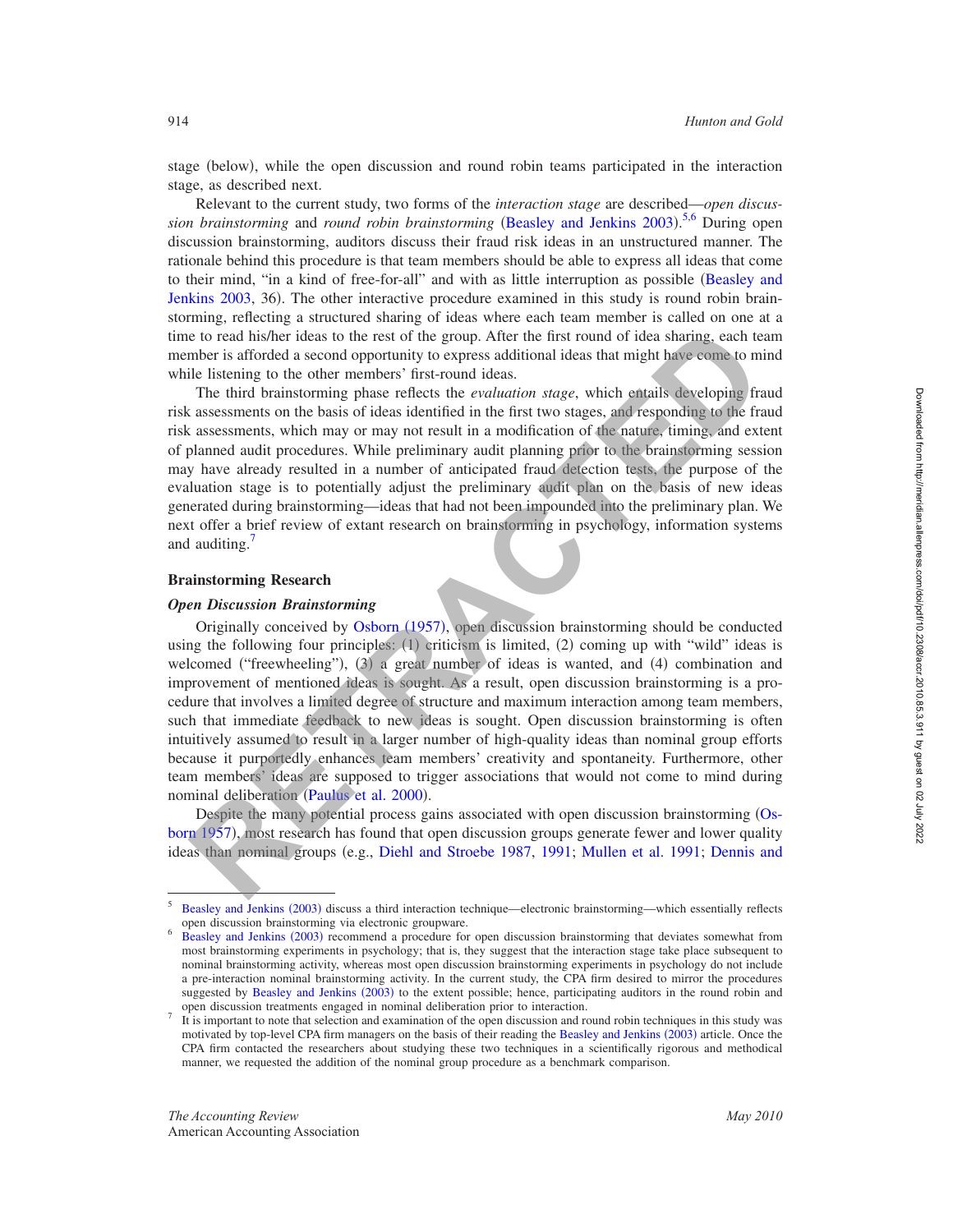stage (below), while the open discussion and round robin teams participated in the interaction stage, as described next.

Relevant to the current study, two forms of the *interaction stage* are described—*open discussion brainstorming* and *round robin brainstorming* (Beasley and Jenkins 2003).[5,6] During open discussion brainstorming, auditors discuss their fraud risk ideas in an unstructured manner. The rationale behind this procedure is that team members should be able to express all ideas that come to their mind, "in a kind of free-for-all" and with as little interruption as possible (Beasley and Jenkins 2003, 36). The other interactive procedure examined in this study is round robin brainstorming, reflecting a structured sharing of ideas where each team member is called on one at a time to read his/her ideas to the rest of the group. After the first round of idea sharing, each team member is afforded a second opportunity to express additional ideas that might have come to mind while listening to the other members' first-round ideas.

The third brainstorming phase reflects the *evaluation stage*, which entails developing fraud risk assessments on the basis of ideas identified in the first two stages, and responding to the fraud risk assessments, which may or may not result in a modification of the nature, timing, and extent of planned audit procedures. While preliminary audit planning prior to the brainstorming session may have already resulted in a number of anticipated fraud detection tests, the purpose of the evaluation stage is to potentially adjust the preliminary audit plan on the basis of new ideas generated during brainstorming—ideas that had not been impounded into the preliminary plan. We next offer a brief review of extant research on brainstorming in psychology, information systems and auditing.[7]

## Brainstorming Research

### *Open Discussion Brainstorming*

Originally conceived by Osborn (1957), open discussion brainstorming should be conducted using the following four principles: (1) criticism is limited, (2) coming up with "wild" ideas is welcomed ("freewheeling"), (3) a great number of ideas is wanted, and (4) combination and improvement of mentioned ideas is sought. As a result, open discussion brainstorming is a procedure that involves a limited degree of structure and maximum interaction among team members, such that immediate feedback to new ideas is sought. Open discussion brainstorming is often intuitively assumed to result in a larger number of high-quality ideas than nominal group efforts because it purportedly enhances team members' creativity and spontaneity. Furthermore, other team members' ideas are supposed to trigger associations that would not come to mind during nominal deliberation (Paulus et al. 2000).

Despite the many potential process gains associated with open discussion brainstorming (Osborn 1957), most research has found that open discussion groups generate fewer and lower quality ideas than nominal groups (e.g., Diehl and Stroebe 1987, 1991; Mullen et al. 1991; Dennis and

---

[5] Beasley and Jenkins (2003) discuss a third interaction technique—electronic brainstorming—which essentially reflects open discussion brainstorming via electronic groupware.

[6] Beasley and Jenkins (2003) recommend a procedure for open discussion brainstorming that deviates somewhat from most brainstorming experiments in psychology; that is, they suggest that the interaction stage take place subsequent to nominal brainstorming activity, whereas most open discussion brainstorming experiments in psychology do not include a pre-interaction nominal brainstorming activity. In the current study, the CPA firm desired to mirror the procedures suggested by Beasley and Jenkins (2003) to the extent possible; hence, participating auditors in the round robin and open discussion treatments engaged in nominal deliberation prior to interaction.

[7] It is important to note that selection and examination of the open discussion and round robin techniques in this study was motivated by top-level CPA firm managers on the basis of their reading the Beasley and Jenkins (2003) article. Once the CPA firm contacted the researchers about studying these two techniques in a scientifically rigorous and methodical manner, we requested the addition of the nominal group procedure as a benchmark comparison.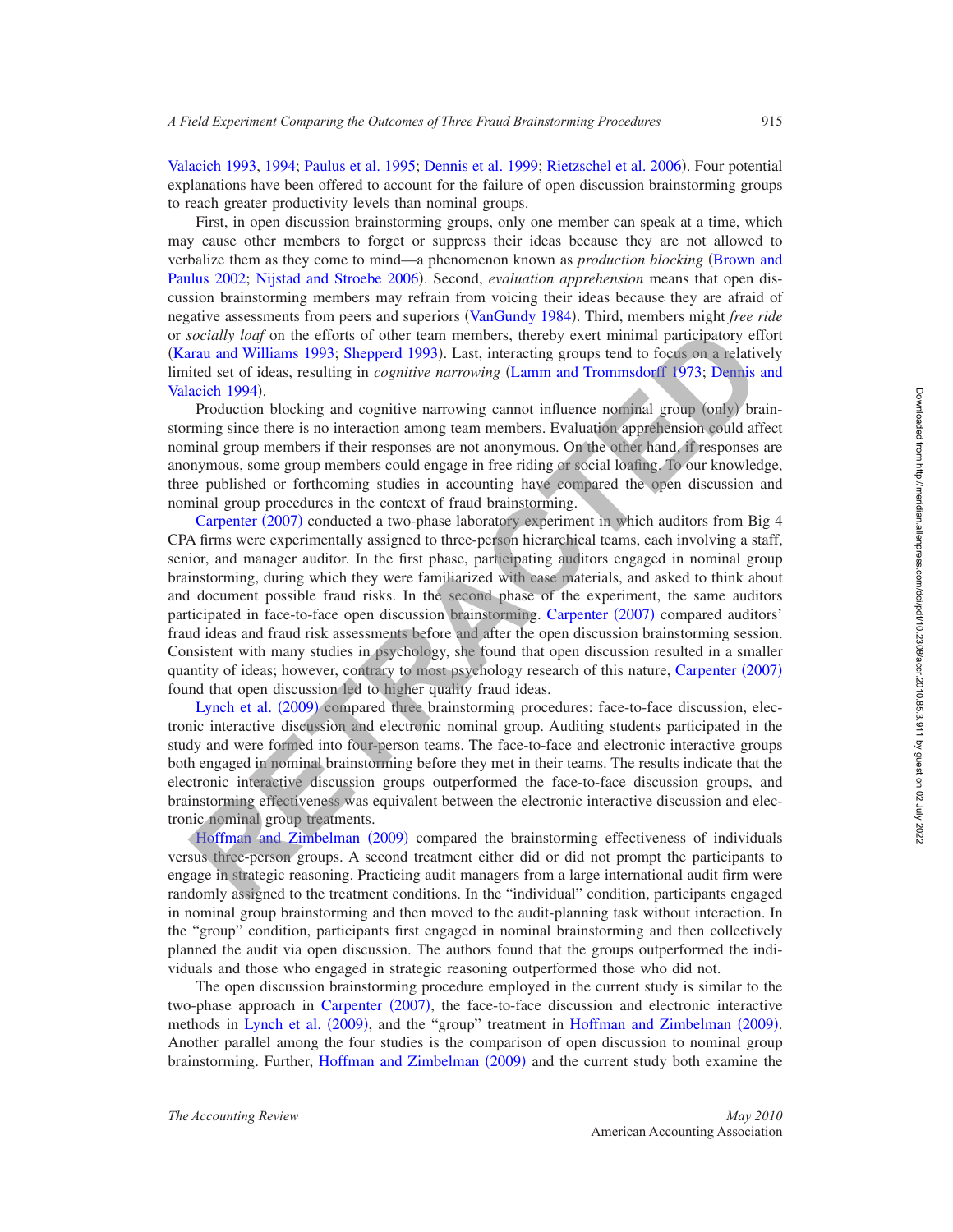Valacich 1993, 1994; Paulus et al. 1995; Dennis et al. 1999; Rietzschel et al. 2006). Four potential explanations have been offered to account for the failure of open discussion brainstorming groups to reach greater productivity levels than nominal groups.

First, in open discussion brainstorming groups, only one member can speak at a time, which may cause other members to forget or suppress their ideas because they are not allowed to verbalize them as they come to mind—a phenomenon known as *production blocking* (Brown and Paulus 2002; Nijstad and Stroebe 2006). Second, *evaluation apprehension* means that open discussion brainstorming members may refrain from voicing their ideas because they are afraid of negative assessments from peers and superiors (VanGundy 1984). Third, members might *free ride* or *socially loaf* on the efforts of other team members, thereby exert minimal participatory effort (Karau and Williams 1993; Shepperd 1993). Last, interacting groups tend to focus on a relatively limited set of ideas, resulting in *cognitive narrowing* (Lamm and Trommsdorff 1973; Dennis and Valacich 1994).

Production blocking and cognitive narrowing cannot influence nominal group (only) brainstorming since there is no interaction among team members. Evaluation apprehension could affect nominal group members if their responses are not anonymous. On the other hand, if responses are anonymous, some group members could engage in free riding or social loafing. To our knowledge, three published or forthcoming studies in accounting have compared the open discussion and nominal group procedures in the context of fraud brainstorming.

Carpenter (2007) conducted a two-phase laboratory experiment in which auditors from Big 4 CPA firms were experimentally assigned to three-person hierarchical teams, each involving a staff, senior, and manager auditor. In the first phase, participating auditors engaged in nominal group brainstorming, during which they were familiarized with case materials, and asked to think about and document possible fraud risks. In the second phase of the experiment, the same auditors participated in face-to-face open discussion brainstorming. Carpenter (2007) compared auditors' fraud ideas and fraud risk assessments before and after the open discussion brainstorming session. Consistent with many studies in psychology, she found that open discussion resulted in a smaller quantity of ideas; however, contrary to most psychology research of this nature, Carpenter (2007) found that open discussion led to higher quality fraud ideas.

Lynch et al. (2009) compared three brainstorming procedures: face-to-face discussion, electronic interactive discussion and electronic nominal group. Auditing students participated in the study and were formed into four-person teams. The face-to-face and electronic interactive groups both engaged in nominal brainstorming before they met in their teams. The results indicate that the electronic interactive discussion groups outperformed the face-to-face discussion groups, and brainstorming effectiveness was equivalent between the electronic interactive discussion and electronic nominal group treatments.

Hoffman and Zimbelman (2009) compared the brainstorming effectiveness of individuals versus three-person groups. A second treatment either did or did not prompt the participants to engage in strategic reasoning. Practicing audit managers from a large international audit firm were randomly assigned to the treatment conditions. In the "individual" condition, participants engaged in nominal group brainstorming and then moved to the audit-planning task without interaction. In the "group" condition, participants first engaged in nominal brainstorming and then collectively planned the audit via open discussion. The authors found that the groups outperformed the individuals and those who engaged in strategic reasoning outperformed those who did not.

The open discussion brainstorming procedure employed in the current study is similar to the two-phase approach in Carpenter (2007), the face-to-face discussion and electronic interactive methods in Lynch et al. (2009), and the "group" treatment in Hoffman and Zimbelman (2009). Another parallel among the four studies is the comparison of open discussion to nominal group brainstorming. Further, Hoffman and Zimbelman (2009) and the current study both examine the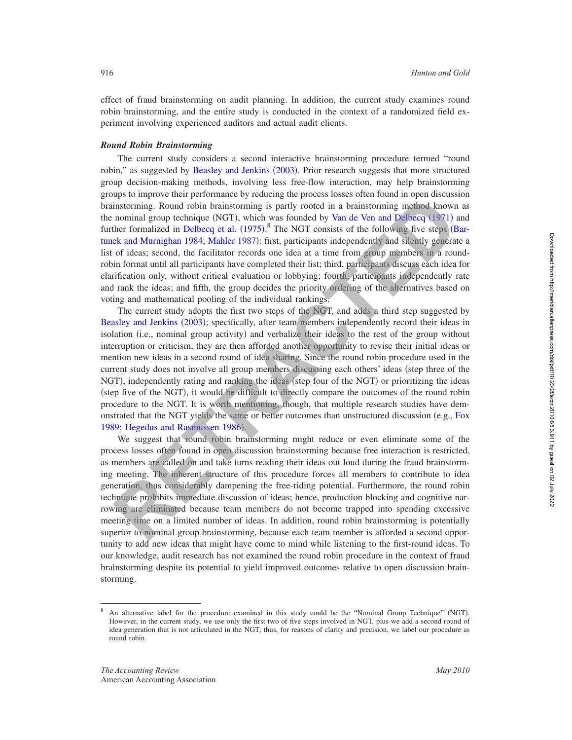effect of fraud brainstorming on audit planning. In addition, the current study examines round robin brainstorming, and the entire study is conducted in the context of a randomized field experiment involving experienced auditors and actual audit clients.

### *Round Robin Brainstorming*

The current study considers a second interactive brainstorming procedure termed "round robin," as suggested by Beasley and Jenkins (2003). Prior research suggests that more structured group decision-making methods, involving less free-flow interaction, may help brainstorming groups to improve their performance by reducing the process losses often found in open discussion brainstorming. Round robin brainstorming is partly rooted in a brainstorming method known as the nominal group technique (NGT), which was founded by Van de Ven and Delbecq (1971) and further formalized in Delbecq et al. (1975).[8] The NGT consists of the following five steps (Bartunek and Murnighan 1984; Mahler 1987): first, participants independently and silently generate a list of ideas; second, the facilitator records one idea at a time from group members in a round-robin format until all participants have completed their list; third, participants discuss each idea for clarification only, without critical evaluation or lobbying; fourth, participants independently rate and rank the ideas; and fifth, the group decides the priority ordering of the alternatives based on voting and mathematical pooling of the individual rankings.

The current study adopts the first two steps of the NGT, and adds a third step suggested by Beasley and Jenkins (2003); specifically, after team members independently record their ideas in isolation (i.e., nominal group activity) and verbalize their ideas to the rest of the group without interruption or criticism, they are then afforded another opportunity to revise their initial ideas or mention new ideas in a second round of idea sharing. Since the round robin procedure used in the current study does not involve all group members discussing each others' ideas (step three of the NGT), independently rating and ranking the ideas (step four of the NGT) or prioritizing the ideas (step five of the NGT), it would be difficult to directly compare the outcomes of the round robin procedure to the NGT. It is worth mentioning, though, that multiple research studies have demonstrated that the NGT yields the same or better outcomes than unstructured discussion (e.g., Fox 1989; Hegedus and Rasmussen 1986).

We suggest that round robin brainstorming might reduce or even eliminate some of the process losses often found in open discussion brainstorming because free interaction is restricted, as members are called on and take turns reading their ideas out loud during the fraud brainstorming meeting. The inherent structure of this procedure forces all members to contribute to idea generation, thus considerably dampening the free-riding potential. Furthermore, the round robin technique prohibits immediate discussion of ideas; hence, production blocking and cognitive narrowing are eliminated because team members do not become trapped into spending excessive meeting time on a limited number of ideas. In addition, round robin brainstorming is potentially superior to nominal group brainstorming, because each team member is afforded a second opportunity to add new ideas that might have come to mind while listening to the first-round ideas. To our knowledge, audit research has not examined the round robin procedure in the context of fraud brainstorming despite its potential to yield improved outcomes relative to open discussion brainstorming.

[8] An alternative label for the procedure examined in this study could be the "Nominal Group Technique" (NGT). However, in the current study, we use only the first two of five steps involved in NGT, plus we add a second round of idea generation that is not articulated in the NGT; thus, for reasons of clarity and precision, we label our procedure as round robin.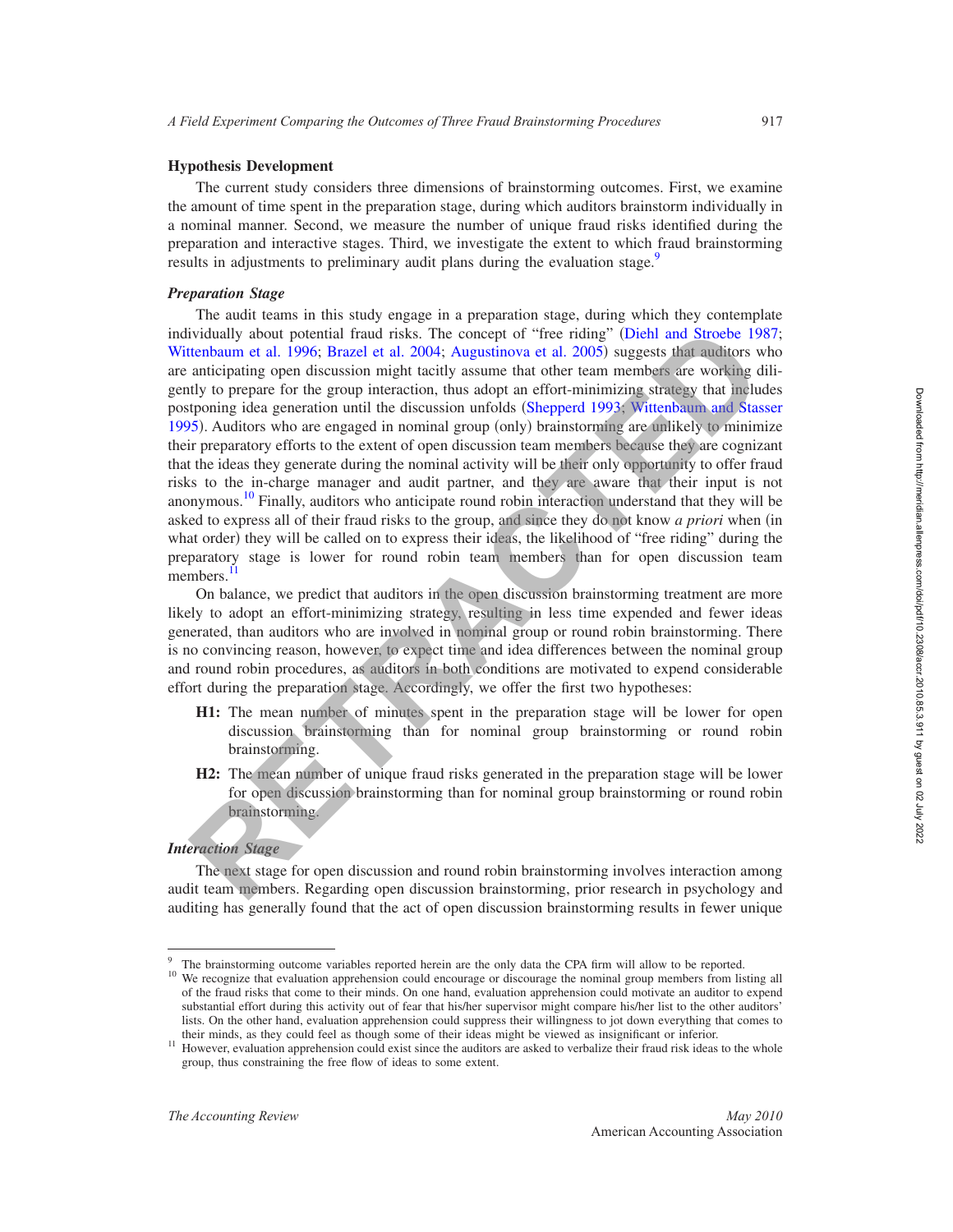### Hypothesis Development

The current study considers three dimensions of brainstorming outcomes. First, we examine the amount of time spent in the preparation stage, during which auditors brainstorm individually in a nominal manner. Second, we measure the number of unique fraud risks identified during the preparation and interactive stages. Third, we investigate the extent to which fraud brainstorming results in adjustments to preliminary audit plans during the evaluation stage.[9]

#### *Preparation Stage*

The audit teams in this study engage in a preparation stage, during which they contemplate individually about potential fraud risks. The concept of "free riding" (Diehl and Stroebe 1987; Wittenbaum et al. 1996; Brazel et al. 2004; Augustinova et al. 2005) suggests that auditors who are anticipating open discussion might tacitly assume that other team members are working diligently to prepare for the group interaction, thus adopt an effort-minimizing strategy that includes postponing idea generation until the discussion unfolds (Shepperd 1993; Wittenbaum and Stasser 1995). Auditors who are engaged in nominal group (only) brainstorming are unlikely to minimize their preparatory efforts to the extent of open discussion team members because they are cognizant that the ideas they generate during the nominal activity will be their only opportunity to offer fraud risks to the in-charge manager and audit partner, and they are aware that their input is not anonymous.[10] Finally, auditors who anticipate round robin interaction understand that they will be asked to express all of their fraud risks to the group, and since they do not know *a priori* when (in what order) they will be called on to express their ideas, the likelihood of "free riding" during the preparatory stage is lower for round robin team members than for open discussion team members.[11]

On balance, we predict that auditors in the open discussion brainstorming treatment are more likely to adopt an effort-minimizing strategy, resulting in less time expended and fewer ideas generated, than auditors who are involved in nominal group or round robin brainstorming. There is no convincing reason, however, to expect time and idea differences between the nominal group and round robin procedures, as auditors in both conditions are motivated to expend considerable effort during the preparation stage. Accordingly, we offer the first two hypotheses:

**H1:** The mean number of minutes spent in the preparation stage will be lower for open discussion brainstorming than for nominal group brainstorming or round robin brainstorming.

**H2:** The mean number of unique fraud risks generated in the preparation stage will be lower for open discussion brainstorming than for nominal group brainstorming or round robin brainstorming.

#### *Interaction Stage*

The next stage for open discussion and round robin brainstorming involves interaction among audit team members. Regarding open discussion brainstorming, prior research in psychology and auditing has generally found that the act of open discussion brainstorming results in fewer unique

---

[9] The brainstorming outcome variables reported herein are the only data the CPA firm will allow to be reported.

[10] We recognize that evaluation apprehension could encourage or discourage the nominal group members from listing all of the fraud risks that come to their minds. On one hand, evaluation apprehension could motivate an auditor to expend substantial effort during this activity out of fear that his/her supervisor might compare his/her list to the other auditors' lists. On the other hand, evaluation apprehension could suppress their willingness to jot down everything that comes to their minds, as they could feel as though some of their ideas might be viewed as insignificant or inferior.

[11] However, evaluation apprehension could exist since the auditors are asked to verbalize their fraud risk ideas to the whole group, thus constraining the free flow of ideas to some extent.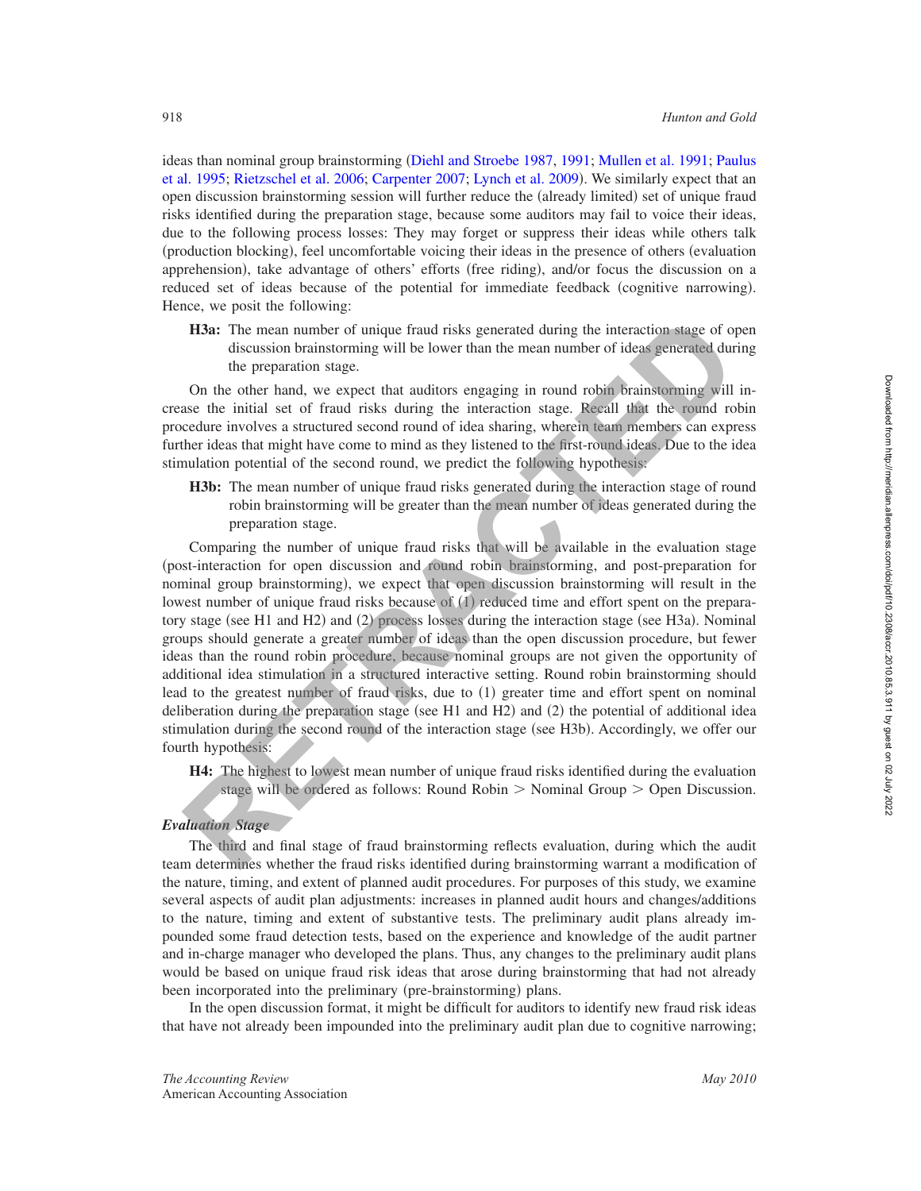ideas than nominal group brainstorming (Diehl and Stroebe 1987, 1991; Mullen et al. 1991; Paulus et al. 1995; Rietzschel et al. 2006; Carpenter 2007; Lynch et al. 2009). We similarly expect that an open discussion brainstorming session will further reduce the (already limited) set of unique fraud risks identified during the preparation stage, because some auditors may fail to voice their ideas, due to the following process losses: They may forget or suppress their ideas while others talk (production blocking), feel uncomfortable voicing their ideas in the presence of others (evaluation apprehension), take advantage of others' efforts (free riding), and/or focus the discussion on a reduced set of ideas because of the potential for immediate feedback (cognitive narrowing). Hence, we posit the following:

> **H3a:** The mean number of unique fraud risks generated during the interaction stage of open discussion brainstorming will be lower than the mean number of ideas generated during the preparation stage.

On the other hand, we expect that auditors engaging in round robin brainstorming will increase the initial set of fraud risks during the interaction stage. Recall that the round robin procedure involves a structured second round of idea sharing, wherein team members can express further ideas that might have come to mind as they listened to the first-round ideas. Due to the idea stimulation potential of the second round, we predict the following hypothesis:

> **H3b:** The mean number of unique fraud risks generated during the interaction stage of round robin brainstorming will be greater than the mean number of ideas generated during the preparation stage.

Comparing the number of unique fraud risks that will be available in the evaluation stage (post-interaction for open discussion and round robin brainstorming, and post-preparation for nominal group brainstorming), we expect that open discussion brainstorming will result in the lowest number of unique fraud risks because of (1) reduced time and effort spent on the preparatory stage (see H1 and H2) and (2) process losses during the interaction stage (see H3a). Nominal groups should generate a greater number of ideas than the open discussion procedure, but fewer ideas than the round robin procedure, because nominal groups are not given the opportunity of additional idea stimulation in a structured interactive setting. Round robin brainstorming should lead to the greatest number of fraud risks, due to (1) greater time and effort spent on nominal deliberation during the preparation stage (see H1 and H2) and (2) the potential of additional idea stimulation during the second round of the interaction stage (see H3b). Accordingly, we offer our fourth hypothesis:

> **H4:** The highest to lowest mean number of unique fraud risks identified during the evaluation stage will be ordered as follows: Round Robin > Nominal Group > Open Discussion.

### *Evaluation Stage*

The third and final stage of fraud brainstorming reflects evaluation, during which the audit team determines whether the fraud risks identified during brainstorming warrant a modification of the nature, timing, and extent of planned audit procedures. For purposes of this study, we examine several aspects of audit plan adjustments: increases in planned audit hours and changes/additions to the nature, timing and extent of substantive tests. The preliminary audit plans already impounded some fraud detection tests, based on the experience and knowledge of the audit partner and in-charge manager who developed the plans. Thus, any changes to the preliminary audit plans would be based on unique fraud risk ideas that arose during brainstorming that had not already been incorporated into the preliminary (pre-brainstorming) plans.

In the open discussion format, it might be difficult for auditors to identify new fraud risk ideas that have not already been impounded into the preliminary audit plan due to cognitive narrowing;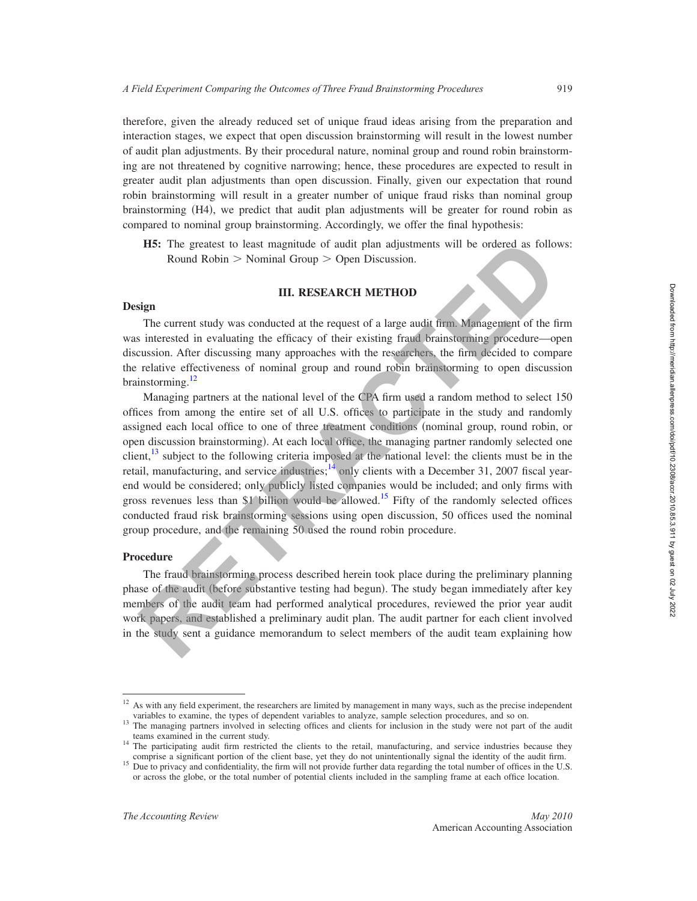therefore, given the already reduced set of unique fraud ideas arising from the preparation and interaction stages, we expect that open discussion brainstorming will result in the lowest number of audit plan adjustments. By their procedural nature, nominal group and round robin brainstorming are not threatened by cognitive narrowing; hence, these procedures are expected to result in greater audit plan adjustments than open discussion. Finally, given our expectation that round robin brainstorming will result in a greater number of unique fraud risks than nominal group brainstorming (H4), we predict that audit plan adjustments will be greater for round robin as compared to nominal group brainstorming. Accordingly, we offer the final hypothesis:

**H5:** The greatest to least magnitude of audit plan adjustments will be ordered as follows: Round Robin > Nominal Group > Open Discussion.

## III. RESEARCH METHOD

### Design

The current study was conducted at the request of a large audit firm. Management of the firm was interested in evaluating the efficacy of their existing fraud brainstorming procedure—open discussion. After discussing many approaches with the researchers, the firm decided to compare the relative effectiveness of nominal group and round robin brainstorming to open discussion brainstorming.[12]

Managing partners at the national level of the CPA firm used a random method to select 150 offices from among the entire set of all U.S. offices to participate in the study and randomly assigned each local office to one of three treatment conditions (nominal group, round robin, or open discussion brainstorming). At each local office, the managing partner randomly selected one client,[13] subject to the following criteria imposed at the national level: the clients must be in the retail, manufacturing, and service industries;[14] only clients with a December 31, 2007 fiscal year-end would be considered; only publicly listed companies would be included; and only firms with gross revenues less than \$1 billion would be allowed.[15] Fifty of the randomly selected offices conducted fraud risk brainstorming sessions using open discussion, 50 offices used the nominal group procedure, and the remaining 50 used the round robin procedure.

### Procedure

The fraud brainstorming process described herein took place during the preliminary planning phase of the audit (before substantive testing had begun). The study began immediately after key members of the audit team had performed analytical procedures, reviewed the prior year audit work papers, and established a preliminary audit plan. The audit partner for each client involved in the study sent a guidance memorandum to select members of the audit team explaining how

---

[12] As with any field experiment, the researchers are limited by management in many ways, such as the precise independent variables to examine, the types of dependent variables to analyze, sample selection procedures, and so on.

[13] The managing partners involved in selecting offices and clients for inclusion in the study were not part of the audit teams examined in the current study.

[14] The participating audit firm restricted the clients to the retail, manufacturing, and service industries because they comprise a significant portion of the client base, yet they do not unintentionally signal the identity of the audit firm.

[15] Due to privacy and confidentiality, the firm will not provide further data regarding the total number of offices in the U.S. or across the globe, or the total number of potential clients included in the sampling frame at each office location.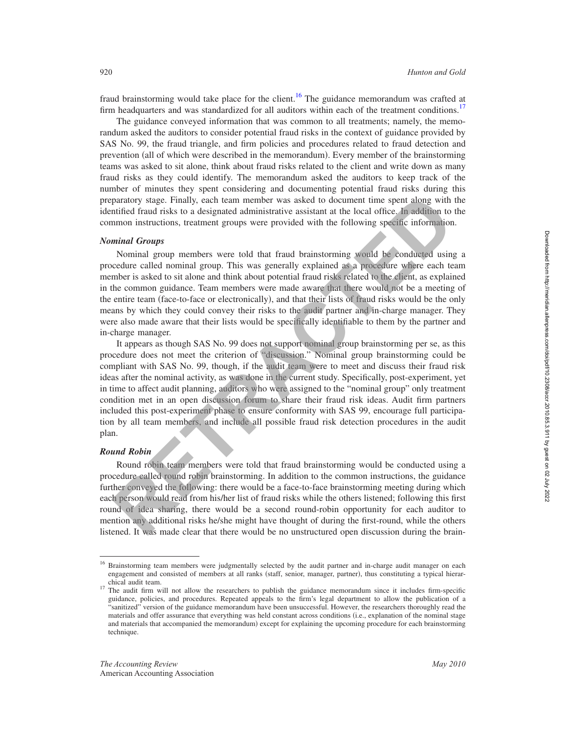fraud brainstorming would take place for the client.[16] The guidance memorandum was crafted at firm headquarters and was standardized for all auditors within each of the treatment conditions.[17]

The guidance conveyed information that was common to all treatments; namely, the memorandum asked the auditors to consider potential fraud risks in the context of guidance provided by SAS No. 99, the fraud triangle, and firm policies and procedures related to fraud detection and prevention (all of which were described in the memorandum). Every member of the brainstorming teams was asked to sit alone, think about fraud risks related to the client and write down as many fraud risks as they could identify. The memorandum asked the auditors to keep track of the number of minutes they spent considering and documenting potential fraud risks during this preparatory stage. Finally, each team member was asked to document time spent along with the identified fraud risks to a designated administrative assistant at the local office. In addition to the common instructions, treatment groups were provided with the following specific information.

### *Nominal Groups*

Nominal group members were told that fraud brainstorming would be conducted using a procedure called nominal group. This was generally explained as a procedure where each team member is asked to sit alone and think about potential fraud risks related to the client, as explained in the common guidance. Team members were made aware that there would not be a meeting of the entire team (face-to-face or electronically), and that their lists of fraud risks would be the only means by which they could convey their risks to the audit partner and in-charge manager. They were also made aware that their lists would be specifically identifiable to them by the partner and in-charge manager.

It appears as though SAS No. 99 does not support nominal group brainstorming per se, as this procedure does not meet the criterion of "discussion." Nominal group brainstorming could be compliant with SAS No. 99, though, if the audit team were to meet and discuss their fraud risk ideas after the nominal activity, as was done in the current study. Specifically, post-experiment, yet in time to affect audit planning, auditors who were assigned to the "nominal group" only treatment condition met in an open discussion forum to share their fraud risk ideas. Audit firm partners included this post-experiment phase to ensure conformity with SAS 99, encourage full participation by all team members, and include all possible fraud risk detection procedures in the audit plan.

### *Round Robin*

Round robin team members were told that fraud brainstorming would be conducted using a procedure called round robin brainstorming. In addition to the common instructions, the guidance further conveyed the following: there would be a face-to-face brainstorming meeting during which each person would read from his/her list of fraud risks while the others listened; following this first round of idea sharing, there would be a second round-robin opportunity for each auditor to mention any additional risks he/she might have thought of during the first-round, while the others listened. It was made clear that there would be no unstructured open discussion during the brain-

---

[16] Brainstorming team members were judgmentally selected by the audit partner and in-charge audit manager on each engagement and consisted of members at all ranks (staff, senior, manager, partner), thus constituting a typical hierarchical audit team.

[17] The audit firm will not allow the researchers to publish the guidance memorandum since it includes firm-specific guidance, policies, and procedures. Repeated appeals to the firm's legal department to allow the publication of a "sanitized" version of the guidance memorandum have been unsuccessful. However, the researchers thoroughly read the materials and offer assurance that everything was held constant across conditions (i.e., explanation of the nominal stage and materials that accompanied the memorandum) except for explaining the upcoming procedure for each brainstorming technique.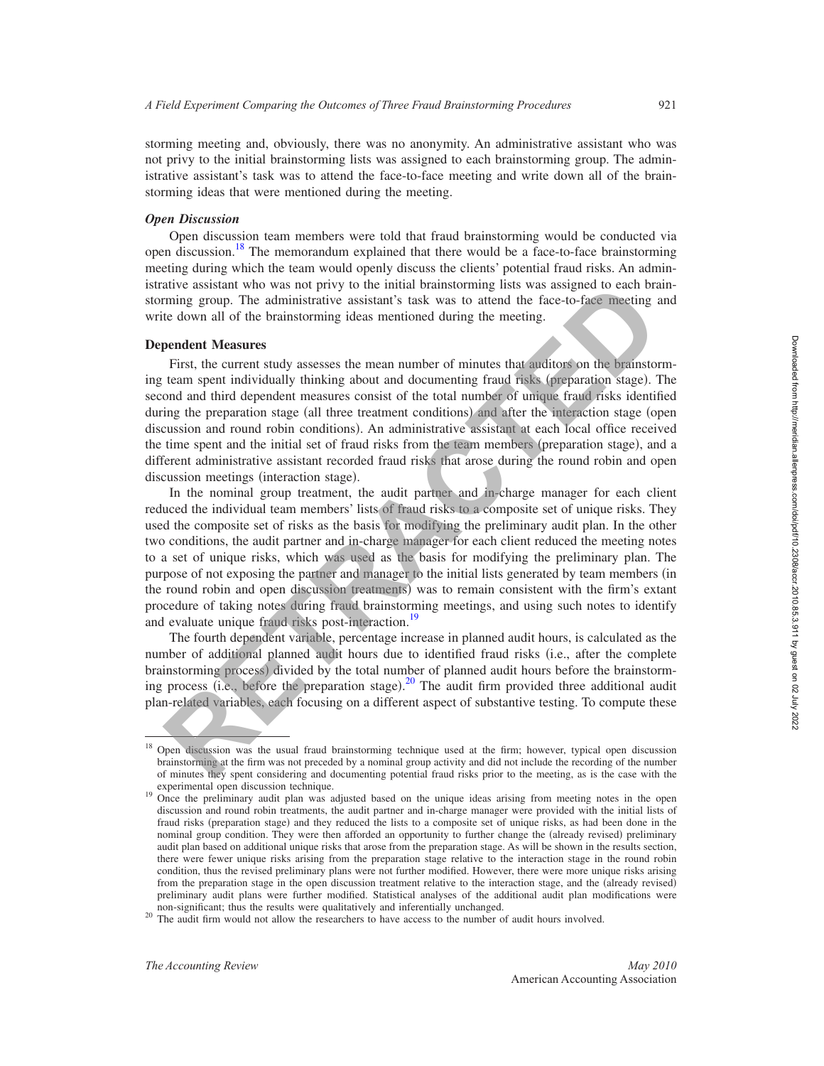storming meeting and, obviously, there was no anonymity. An administrative assistant who was not privy to the initial brainstorming lists was assigned to each brainstorming group. The administrative assistant's task was to attend the face-to-face meeting and write down all of the brainstorming ideas that were mentioned during the meeting.

### *Open Discussion*

Open discussion team members were told that fraud brainstorming would be conducted via open discussion.[18] The memorandum explained that there would be a face-to-face brainstorming meeting during which the team would openly discuss the clients' potential fraud risks. An administrative assistant who was not privy to the initial brainstorming lists was assigned to each brainstorming group. The administrative assistant's task was to attend the face-to-face meeting and write down all of the brainstorming ideas mentioned during the meeting.

## Dependent Measures

First, the current study assesses the mean number of minutes that auditors on the brainstorming team spent individually thinking about and documenting fraud risks (preparation stage). The second and third dependent measures consist of the total number of unique fraud risks identified during the preparation stage (all three treatment conditions) and after the interaction stage (open discussion and round robin conditions). An administrative assistant at each local office received the time spent and the initial set of fraud risks from the team members (preparation stage), and a different administrative assistant recorded fraud risks that arose during the round robin and open discussion meetings (interaction stage).

In the nominal group treatment, the audit partner and in-charge manager for each client reduced the individual team members' lists of fraud risks to a composite set of unique risks. They used the composite set of risks as the basis for modifying the preliminary audit plan. In the other two conditions, the audit partner and in-charge manager for each client reduced the meeting notes to a set of unique risks, which was used as the basis for modifying the preliminary plan. The purpose of not exposing the partner and manager to the initial lists generated by team members (in the round robin and open discussion treatments) was to remain consistent with the firm's extant procedure of taking notes during fraud brainstorming meetings, and using such notes to identify and evaluate unique fraud risks post-interaction.[19]

The fourth dependent variable, percentage increase in planned audit hours, is calculated as the number of additional planned audit hours due to identified fraud risks (i.e., after the complete brainstorming process) divided by the total number of planned audit hours before the brainstorming process (i.e., before the preparation stage).[20] The audit firm provided three additional audit plan-related variables, each focusing on a different aspect of substantive testing. To compute these

---

[18] Open discussion was the usual fraud brainstorming technique used at the firm; however, typical open discussion brainstorming at the firm was not preceded by a nominal group activity and did not include the recording of the number of minutes they spent considering and documenting potential fraud risks prior to the meeting, as is the case with the experimental open discussion technique.

[19] Once the preliminary audit plan was adjusted based on the unique ideas arising from meeting notes in the open discussion and round robin treatments, the audit partner and in-charge manager were provided with the initial lists of fraud risks (preparation stage) and they reduced the lists to a composite set of unique risks, as had been done in the nominal group condition. They were then afforded an opportunity to further change the (already revised) preliminary audit plan based on additional unique risks that arose from the preparation stage. As will be shown in the results section, there were fewer unique risks arising from the preparation stage relative to the interaction stage in the round robin condition, thus the revised preliminary plans were not further modified. However, there were more unique risks arising from the preparation stage in the open discussion treatment relative to the interaction stage, and the (already revised) preliminary audit plans were further modified. Statistical analyses of the additional audit plan modifications were non-significant; thus the results were qualitatively and inferentially unchanged.

[20] The audit firm would not allow the researchers to have access to the number of audit hours involved.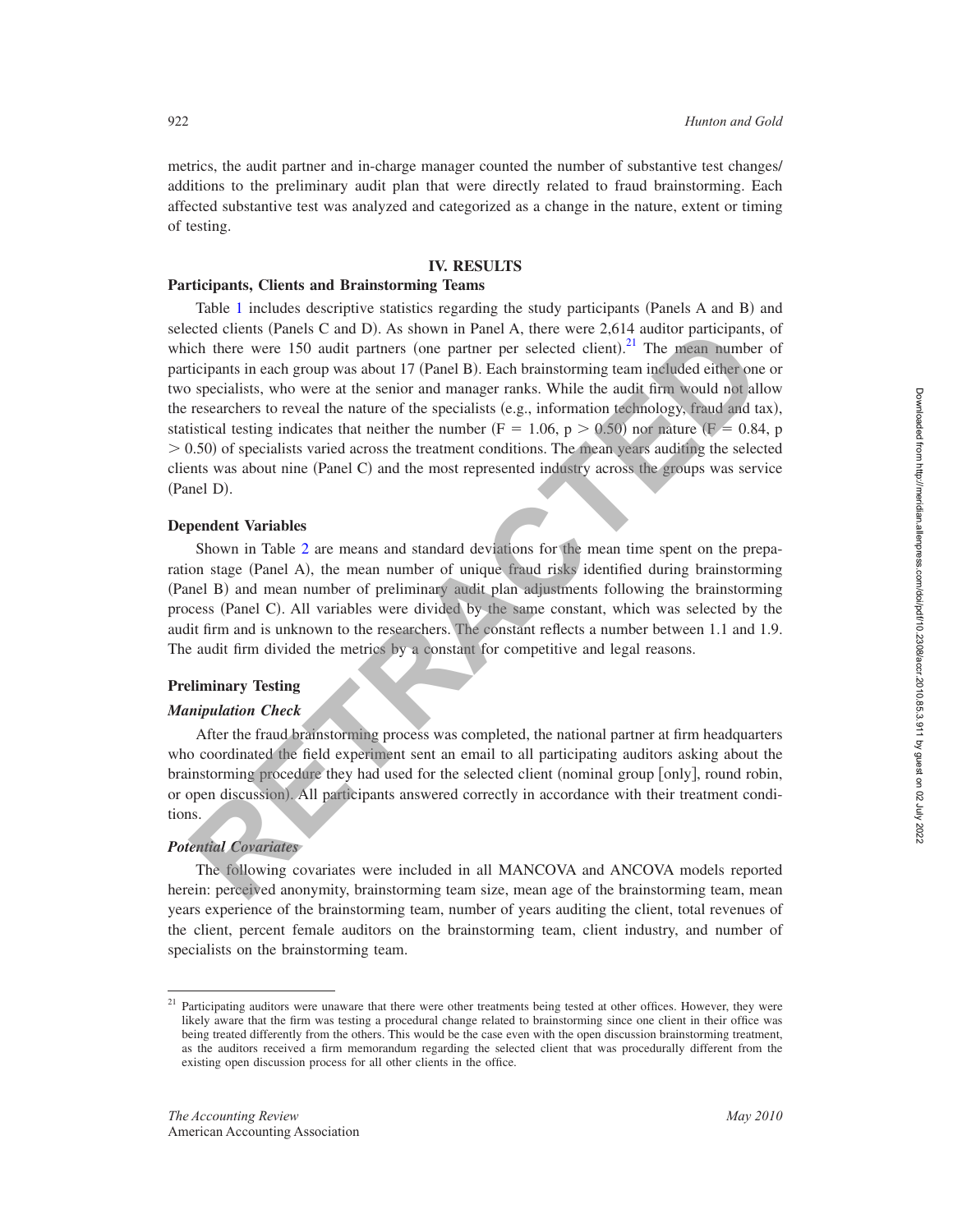metrics, the audit partner and in-charge manager counted the number of substantive test changes/ additions to the preliminary audit plan that were directly related to fraud brainstorming. Each affected substantive test was analyzed and categorized as a change in the nature, extent or timing of testing.

## IV. RESULTS

### Participants, Clients and Brainstorming Teams

Table 1 includes descriptive statistics regarding the study participants (Panels A and B) and selected clients (Panels C and D). As shown in Panel A, there were 2,614 auditor participants, of which there were 150 audit partners (one partner per selected client).[21] The mean number of participants in each group was about 17 (Panel B). Each brainstorming team included either one or two specialists, who were at the senior and manager ranks. While the audit firm would not allow the researchers to reveal the nature of the specialists (e.g., information technology, fraud and tax), statistical testing indicates that neither the number ($F = 1.06$, $p > 0.50$) nor nature ($F = 0.84$, $p > 0.50$) of specialists varied across the treatment conditions. The mean years auditing the selected clients was about nine (Panel C) and the most represented industry across the groups was service (Panel D).

### Dependent Variables

Shown in Table 2 are means and standard deviations for the mean time spent on the preparation stage (Panel A), the mean number of unique fraud risks identified during brainstorming (Panel B) and mean number of preliminary audit plan adjustments following the brainstorming process (Panel C). All variables were divided by the same constant, which was selected by the audit firm and is unknown to the researchers. The constant reflects a number between 1.1 and 1.9. The audit firm divided the metrics by a constant for competitive and legal reasons.

### Preliminary Testing

#### *Manipulation Check*

After the fraud brainstorming process was completed, the national partner at firm headquarters who coordinated the field experiment sent an email to all participating auditors asking about the brainstorming procedure they had used for the selected client (nominal group [only], round robin, or open discussion). All participants answered correctly in accordance with their treatment conditions.

#### *Potential Covariates*

The following covariates were included in all MANCOVA and ANCOVA models reported herein: perceived anonymity, brainstorming team size, mean age of the brainstorming team, mean years experience of the brainstorming team, number of years auditing the client, total revenues of the client, percent female auditors on the brainstorming team, client industry, and number of specialists on the brainstorming team.

---

[21] Participating auditors were unaware that there were other treatments being tested at other offices. However, they were likely aware that the firm was testing a procedural change related to brainstorming since one client in their office was being treated differently from the others. This would be the case even with the open discussion brainstorming treatment, as the auditors received a firm memorandum regarding the selected client that was procedurally different from the existing open discussion process for all other clients in the office.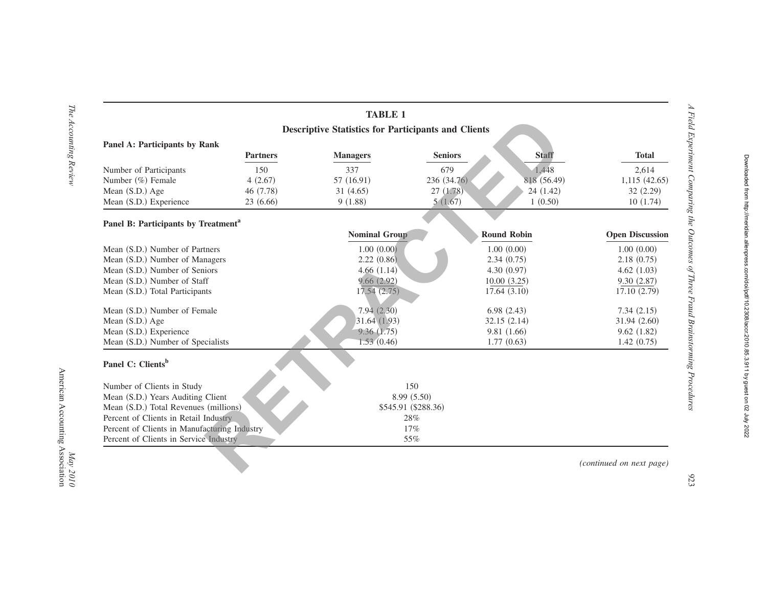## TABLE 1

### Descriptive Statistics for Participants and Clients

**Panel A: Participants by Rank**

| | Partners | Managers | Seniors | Staff | Total |
|---|---|---|---|---|---|
| Number of Participants | 150 | 337 | 679 | 1,448 | 2,614 |
| Number (%) Female | 4 (2.67) | 57 (16.91) | 236 (34.76) | 818 (56.49) | 1,115 (42.65) |
| Mean (S.D.) Age | 46 (7.78) | 31 (4.65) | 27 (1.78) | 24 (1.42) | 32 (2.29) |
| Mean (S.D.) Experience | 23 (6.66) | 9 (1.88) | 5 (1.67) | 1 (0.50) | 10 (1.74) |

**Panel B: Participants by Treatment[a]**

| | Nominal Group | Round Robin | Open Discussion |
|---|---|---|---|
| Mean (S.D.) Number of Partners | 1.00 (0.00) | 1.00 (0.00) | 1.00 (0.00) |
| Mean (S.D.) Number of Managers | 2.22 (0.86) | 2.34 (0.75) | 2.18 (0.75) |
| Mean (S.D.) Number of Seniors | 4.66 (1.14) | 4.30 (0.97) | 4.62 (1.03) |
| Mean (S.D.) Number of Staff | 9.66 (2.92) | 10.00 (3.25) | 9.30 (2.87) |
| Mean (S.D.) Total Participants | 17.54 (2.75) | 17.64 (3.10) | 17.10 (2.79) |
| Mean (S.D.) Number of Female | 7.94 (2.30) | 6.98 (2.43) | 7.34 (2.15) |
| Mean (S.D.) Age | 31.64 (1.93) | 32.15 (2.14) | 31.94 (2.60) |
| Mean (S.D.) Experience | 9.36 (1.75) | 9.81 (1.66) | 9.62 (1.82) |
| Mean (S.D.) Number of Specialists | 1.53 (0.46) | 1.77 (0.63) | 1.42 (0.75) |

**Panel C: Clients[b]**

| | |
|---|---|
| Number of Clients in Study | 150 |
| Mean (S.D.) Years Auditing Client | 8.99 (5.50) |
| Mean (S.D.) Total Revenues (millions) | \$545.91 (\$288.36) |
| Percent of Clients in Retail Industry | 28% |
| Percent of Clients in Manufacturing Industry | 17% |
| Percent of Clients in Service Industry | 55% |

*(continued on next page)*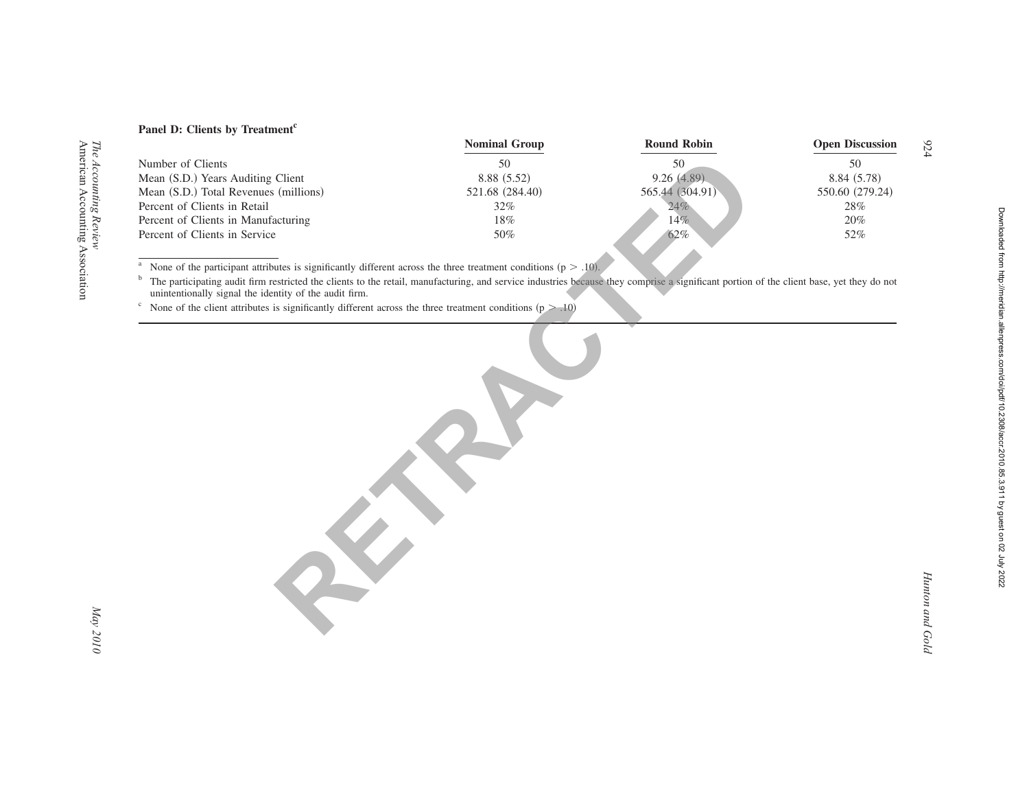**Panel D: Clients by Treatment[c]**

| | Nominal Group | Round Robin | Open Discussion |
|---|---|---|---|
| Number of Clients | 50 | 50 | 50 |
| Mean (S.D.) Years Auditing Client | 8.88 (5.52) | 9.26 (4.89) | 8.84 (5.78) |
| Mean (S.D.) Total Revenues (millions) | 521.68 (284.40) | 565.44 (304.91) | 550.60 (279.24) |
| Percent of Clients in Retail | 32% | 24% | 28% |
| Percent of Clients in Manufacturing | 18% | 14% | 20% |
| Percent of Clients in Service | 50% | 62% | 52% |

[a] None of the participant attributes is significantly different across the three treatment conditions ($p > .10$).

[b] The participating audit firm restricted the clients to the retail, manufacturing, and service industries because they comprise a significant portion of the client base, yet they do not unintentionally signal the identity of the audit firm.

[c] None of the client attributes is significantly different across the three treatment conditions ($p > .10$).

RETRACTED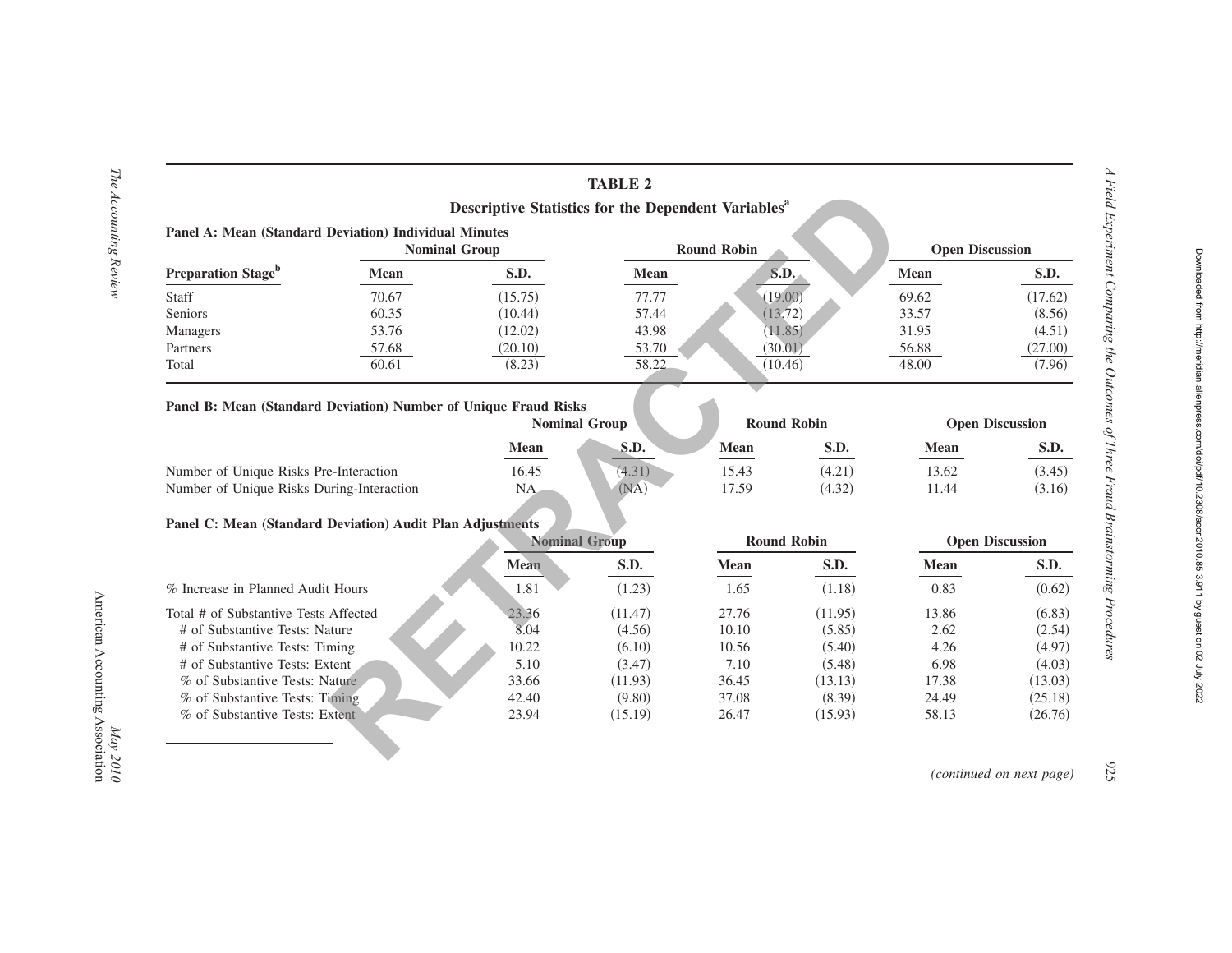# TABLE 2

## Descriptive Statistics for the Dependent Variables[a]

**Panel A: Mean (Standard Deviation) Individual Minutes**

| Preparation Stage[b] | Nominal Group | | Round Robin | | Open Discussion | |
|---|---|---|---|---|---|---|
| | Mean | S.D. | Mean | S.D. | Mean | S.D. |
| Staff | 70.67 | (15.75) | 77.77 | (19.00) | 69.62 | (17.62) |
| Seniors | 60.35 | (10.44) | 57.44 | (13.72) | 33.57 | (8.56) |
| Managers | 53.76 | (12.02) | 43.98 | (11.85) | 31.95 | (4.51) |
| Partners | 57.68 | (20.10) | 53.70 | (30.01) | 56.88 | (27.00) |
| Total | 60.61 | (8.23) | 58.22 | (10.46) | 48.00 | (7.96) |

**Panel B: Mean (Standard Deviation) Number of Unique Fraud Risks**

| | Nominal Group | | Round Robin | | Open Discussion | |
|---|---|---|---|---|---|---|
| | Mean | S.D. | Mean | S.D. | Mean | S.D. |
| Number of Unique Risks Pre-Interaction | 16.45 | (4.31) | 15.43 | (4.21) | 13.62 | (3.45) |
| Number of Unique Risks During-Interaction | NA | (NA) | 17.59 | (4.32) | 11.44 | (3.16) |

**Panel C: Mean (Standard Deviation) Audit Plan Adjustments**

| | Nominal Group | | Round Robin | | Open Discussion | |
|---|---|---|---|---|---|---|
| | Mean | S.D. | Mean | S.D. | Mean | S.D. |
| % Increase in Planned Audit Hours | 1.81 | (1.23) | 1.65 | (1.18) | 0.83 | (0.62) |
| Total # of Substantive Tests Affected | 23.36 | (11.47) | 27.76 | (11.95) | 13.86 | (6.83) |
| # of Substantive Tests: Nature | 8.04 | (4.56) | 10.10 | (5.85) | 2.62 | (2.54) |
| # of Substantive Tests: Timing | 10.22 | (6.10) | 10.56 | (5.40) | 4.26 | (4.97) |
| # of Substantive Tests: Extent | 5.10 | (3.47) | 7.10 | (5.48) | 6.98 | (4.03) |
| % of Substantive Tests: Nature | 33.66 | (11.93) | 36.45 | (13.13) | 17.38 | (13.03) |
| % of Substantive Tests: Timing | 42.40 | (9.80) | 37.08 | (8.39) | 24.49 | (25.18) |
| % of Substantive Tests: Extent | 23.94 | (15.19) | 26.47 | (15.93) | 58.13 | (26.76) |

*(continued on next page)*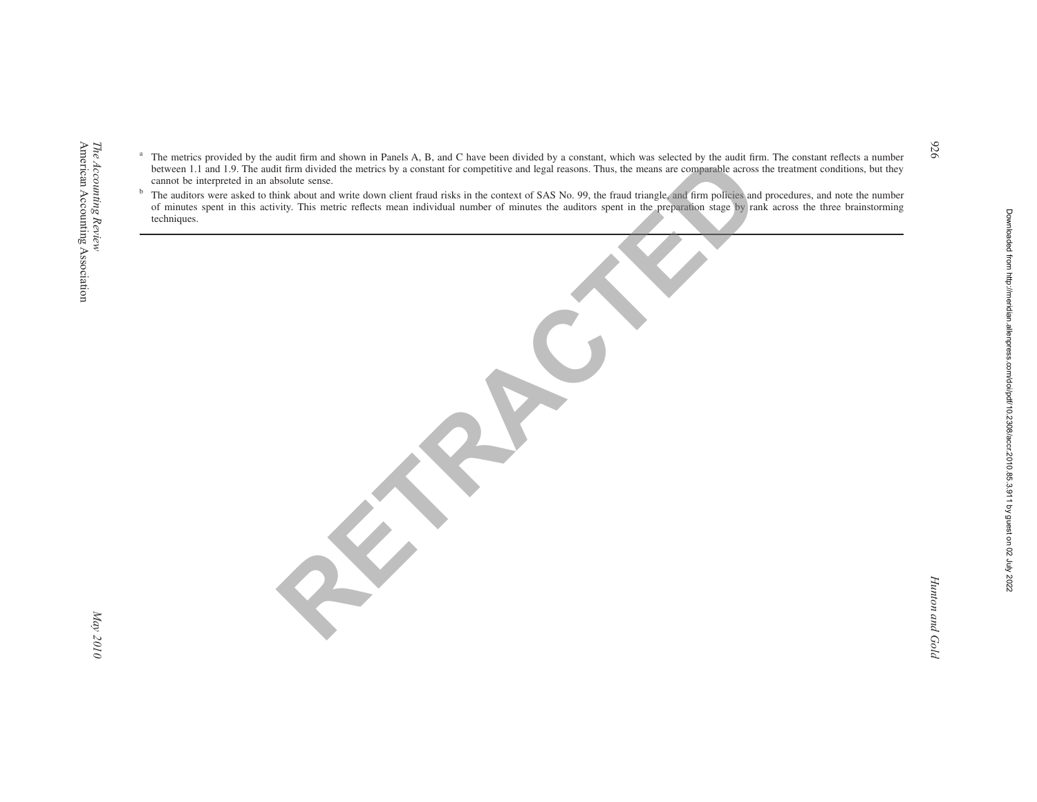[a] The metrics provided by the audit firm and shown in Panels A, B, and C have been divided by a constant, which was selected by the audit firm. The constant reflects a number between 1.1 and 1.9. The audit firm divided the metrics by a constant for competitive and legal reasons. Thus, the means are comparable across the treatment conditions, but they cannot be interpreted in an absolute sense.

[b] The auditors were asked to think about and write down client fraud risks in the context of SAS No. 99, the fraud triangle, and firm policies and procedures, and note the number of minutes spent in this activity. This metric reflects mean individual number of minutes the auditors spent in the preparation stage by rank across the three brainstorming techniques.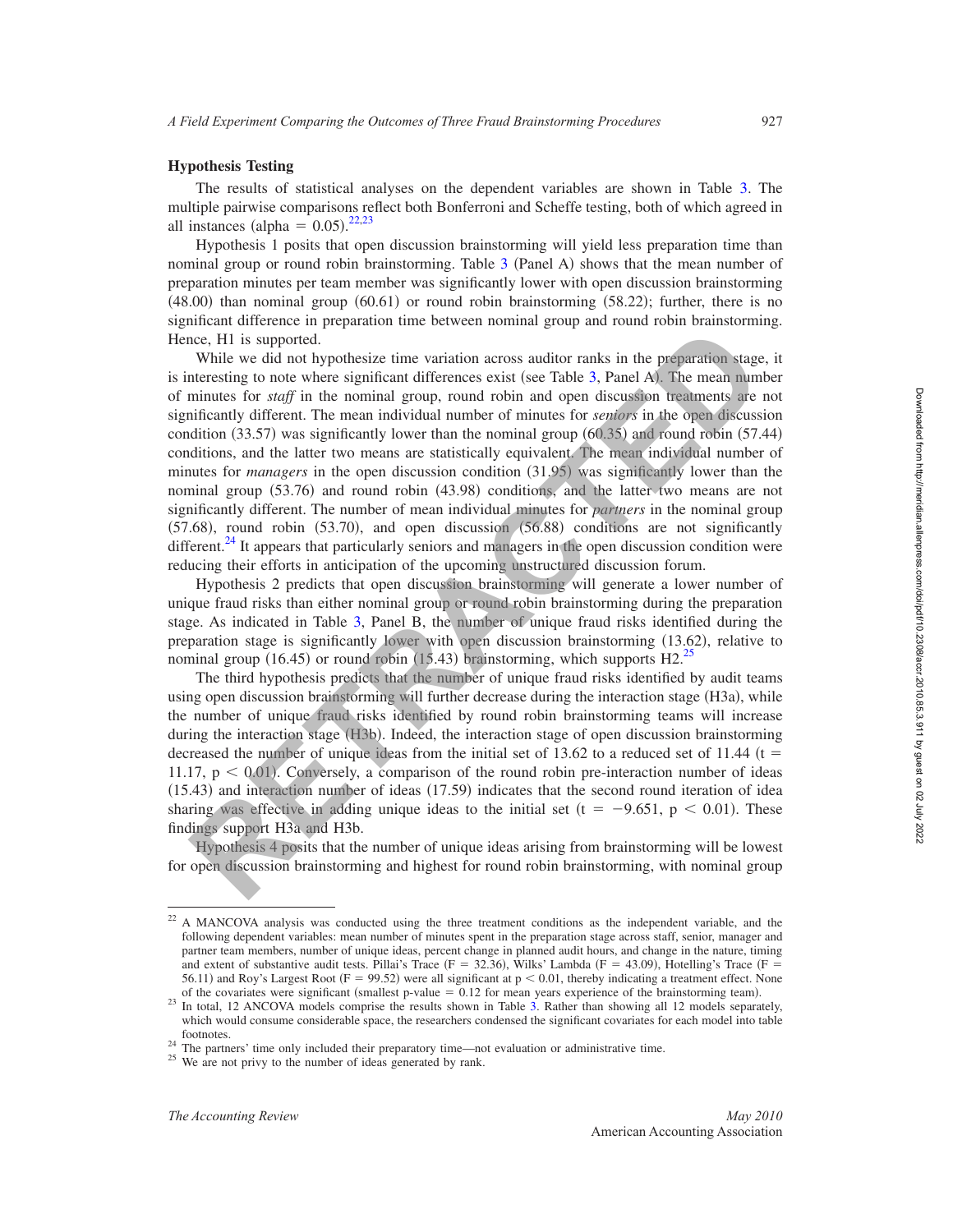### Hypothesis Testing

The results of statistical analyses on the dependent variables are shown in Table 3. The multiple pairwise comparisons reflect both Bonferroni and Scheffe testing, both of which agreed in all instances (alpha = 0.05).[22,23]

Hypothesis 1 posits that open discussion brainstorming will yield less preparation time than nominal group or round robin brainstorming. Table 3 (Panel A) shows that the mean number of preparation minutes per team member was significantly lower with open discussion brainstorming (48.00) than nominal group (60.61) or round robin brainstorming (58.22); further, there is no significant difference in preparation time between nominal group and round robin brainstorming. Hence, H1 is supported.

While we did not hypothesize time variation across auditor ranks in the preparation stage, it is interesting to note where significant differences exist (see Table 3, Panel A). The mean number of minutes for *staff* in the nominal group, round robin and open discussion treatments are not significantly different. The mean individual number of minutes for *seniors* in the open discussion condition (33.57) was significantly lower than the nominal group (60.35) and round robin (57.44) conditions, and the latter two means are statistically equivalent. The mean individual number of minutes for *managers* in the open discussion condition (31.95) was significantly lower than the nominal group (53.76) and round robin (43.98) conditions, and the latter two means are not significantly different. The number of mean individual minutes for *partners* in the nominal group (57.68), round robin (53.70), and open discussion (56.88) conditions are not significantly different.[24] It appears that particularly seniors and managers in the open discussion condition were reducing their efforts in anticipation of the upcoming unstructured discussion forum.

Hypothesis 2 predicts that open discussion brainstorming will generate a lower number of unique fraud risks than either nominal group or round robin brainstorming during the preparation stage. As indicated in Table 3, Panel B, the number of unique fraud risks identified during the preparation stage is significantly lower with open discussion brainstorming (13.62), relative to nominal group (16.45) or round robin (15.43) brainstorming, which supports H2.[25]

The third hypothesis predicts that the number of unique fraud risks identified by audit teams using open discussion brainstorming will further decrease during the interaction stage (H3a), while the number of unique fraud risks identified by round robin brainstorming teams will increase during the interaction stage (H3b). Indeed, the interaction stage of open discussion brainstorming decreased the number of unique ideas from the initial set of 13.62 to a reduced set of 11.44 ($t = 11.17$, $p < 0.01$). Conversely, a comparison of the round robin pre-interaction number of ideas (15.43) and interaction number of ideas (17.59) indicates that the second round iteration of idea sharing was effective in adding unique ideas to the initial set ($t = -9.651$, $p < 0.01$). These findings support H3a and H3b.

Hypothesis 4 posits that the number of unique ideas arising from brainstorming will be lowest for open discussion brainstorming and highest for round robin brainstorming, with nominal group

---

[22] A MANCOVA analysis was conducted using the three treatment conditions as the independent variable, and the following dependent variables: mean number of minutes spent in the preparation stage across staff, senior, manager and partner team members, number of unique ideas, percent change in planned audit hours, and change in the nature, timing and extent of substantive audit tests. Pillai's Trace ($F = 32.36$), Wilks' Lambda ($F = 43.09$), Hotelling's Trace ($F = 56.11$) and Roy's Largest Root ($F = 99.52$) were all significant at $p < 0.01$, thereby indicating a treatment effect. None of the covariates were significant (smallest p-value = 0.12 for mean years experience of the brainstorming team).

[23] In total, 12 ANCOVA models comprise the results shown in Table 3. Rather than showing all 12 models separately, which would consume considerable space, the researchers condensed the significant covariates for each model into table footnotes.

[24] The partners' time only included their preparatory time—not evaluation or administrative time.

[25] We are not privy to the number of ideas generated by rank.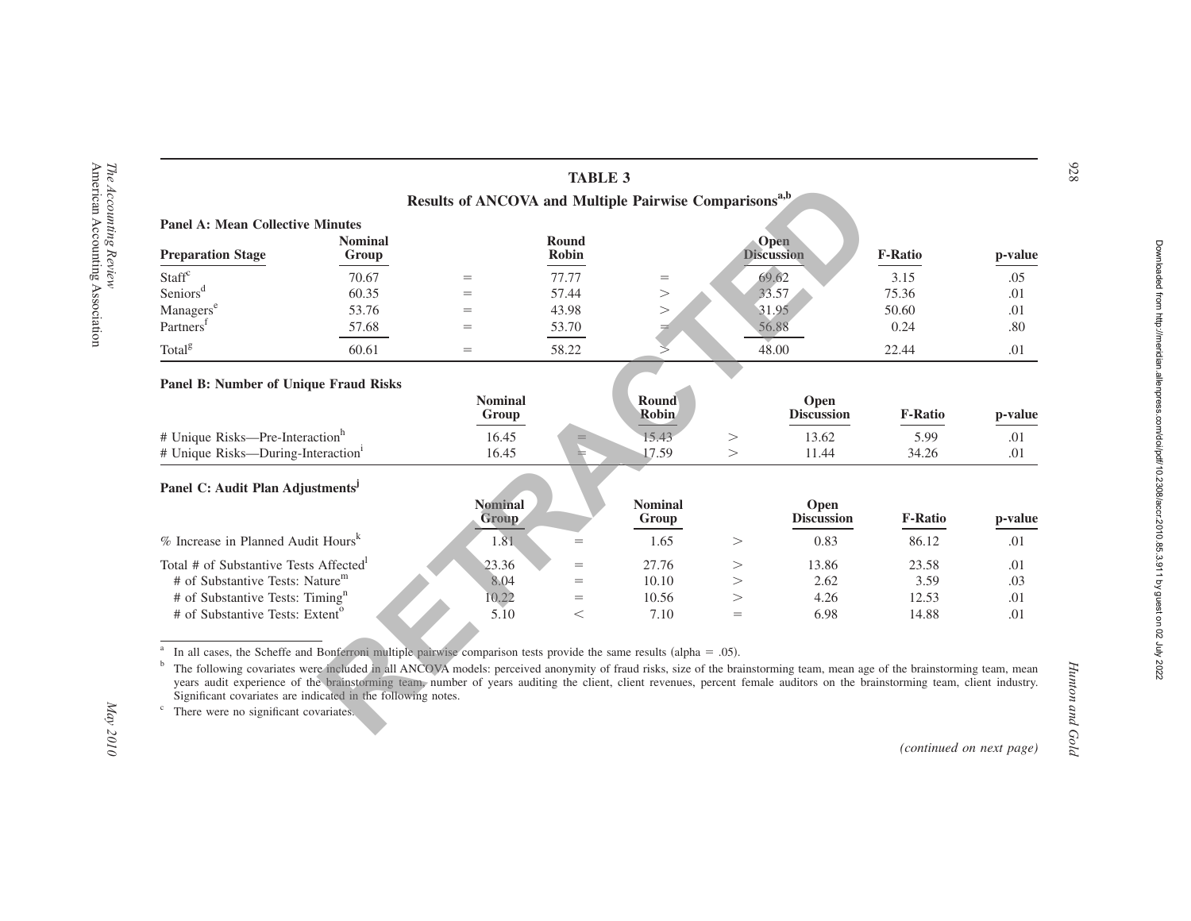**TABLE 3**

**Results of ANCOVA and Multiple Pairwise Comparisons[a,b]**

**Panel A: Mean Collective Minutes**

| Preparation Stage | Nominal Group | | Round Robin | | Open Discussion | F-Ratio | p-value |
|---|---|---|---|---|---|---|---|
| Staff[c] | 70.67 | = | 77.77 | = | 69.62 | 3.15 | .05 |
| Seniors[d] | 60.35 | = | 57.44 | > | 33.57 | 75.36 | .01 |
| Managers[e] | 53.76 | = | 43.98 | > | 31.95 | 50.60 | .01 |
| Partners[f] | 57.68 | = | 53.70 | = | 56.88 | 0.24 | .80 |
| Total[g] | 60.61 | = | 58.22 | > | 48.00 | 22.44 | .01 |

**Panel B: Number of Unique Fraud Risks**

| | Nominal Group | | Round Robin | | Open Discussion | F-Ratio | p-value |
|---|---|---|---|---|---|---|---|
| # Unique Risks—Pre-Interaction[h] | 16.45 | = | 15.43 | > | 13.62 | 5.99 | .01 |
| # Unique Risks—During-Interaction[i] | 16.45 | = | 17.59 | > | 11.44 | 34.26 | .01 |

**Panel C: Audit Plan Adjustments[j]**

| | Nominal Group | | Nominal Group | | Open Discussion | F-Ratio | p-value |
|---|---|---|---|---|---|---|---|
| % Increase in Planned Audit Hours[k] | 1.81 | = | 1.65 | > | 0.83 | 86.12 | .01 |
| Total # of Substantive Tests Affected[l] | 23.36 | = | 27.76 | > | 13.86 | 23.58 | .01 |
| # of Substantive Tests: Nature[m] | 8.04 | = | 10.10 | > | 2.62 | 3.59 | .03 |
| # of Substantive Tests: Timing[n] | 10.22 | = | 10.56 | > | 4.26 | 12.53 | .01 |
| # of Substantive Tests: Extent[o] | 5.10 | < | 7.10 | = | 6.98 | 14.88 | .01 |

[a] In all cases, the Scheffe and Bonferroni multiple pairwise comparison tests provide the same results (alpha = .05).

[b] The following covariates were included in all ANCOVA models: perceived anonymity of fraud risks, size of the brainstorming team, mean age of the brainstorming team, mean years audit experience of the brainstorming team, number of years auditing the client, client revenues, percent female auditors on the brainstorming team, client industry. Significant covariates are indicated in the following notes.

[c] There were no significant covariates.

*(continued on next page)*

RETRACTED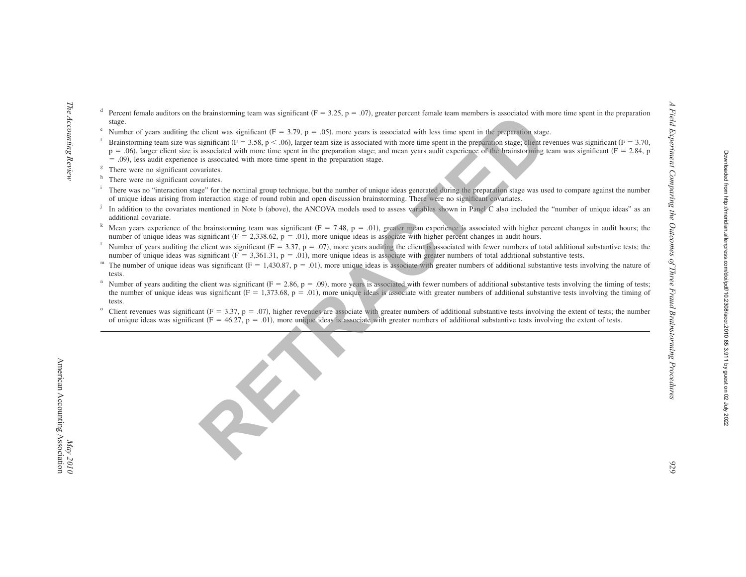[d] Percent female auditors on the brainstorming team was significant ($F = 3.25$, $p = .07$), greater percent female team members is associated with more time spent in the preparation stage.

[e] Number of years auditing the client was significant ($F = 3.79$, $p = .05$). more years is associated with less time spent in the preparation stage.

[f] Brainstorming team size was significant ($F = 3.58$, $p < .06$), larger team size is associated with more time spent in the preparation stage; client revenues was significant ($F = 3.70$, $p = .06$), larger client size is associated with more time spent in the preparation stage; and mean years audit experience of the brainstorming team was significant ($F = 2.84$, $p = .09$), less audit experience is associated with more time spent in the preparation stage.

[g] There were no significant covariates.

[h] There were no significant covariates.

[i] There was no "interaction stage" for the nominal group technique, but the number of unique ideas generated during the preparation stage was used to compare against the number of unique ideas arising from interaction stage of round robin and open discussion brainstorming. There were no significant covariates.

[j] In addition to the covariates mentioned in Note b (above), the ANCOVA models used to assess variables shown in Panel C also included the "number of unique ideas" as an additional covariate.

[k] Mean years experience of the brainstorming team was significant ($F = 7.48$, $p = .01$), greater mean experience is associated with higher percent changes in audit hours; the number of unique ideas was significant ($F = 2{,}338.62$, $p = .01$), more unique ideas is associate with higher percent changes in audit hours.

[l] Number of years auditing the client was significant ($F = 3.37$, $p = .07$), more years auditing the client is associated with fewer numbers of total additional substantive tests; the number of unique ideas was significant ($F = 3{,}361.31$, $p = .01$), more unique ideas is associate with greater numbers of total additional substantive tests.

[m] The number of unique ideas was significant ($F = 1{,}430.87$, $p = .01$), more unique ideas is associate with greater numbers of additional substantive tests involving the nature of tests.

[n] Number of years auditing the client was significant ($F = 2.86$, $p = .09$), more years is associated with fewer numbers of additional substantive tests involving the timing of tests; the number of unique ideas was significant ($F = 1{,}373.68$, $p = .01$), more unique ideas is associate with greater numbers of additional substantive tests involving the timing of tests.

[o] Client revenues was significant ($F = 3.37$, $p = .07$), higher revenues are associate with greater numbers of additional substantive tests involving the extent of tests; the number of unique ideas was significant ($F = 46.27$, $p = .01$), more unique ideas is associate with greater numbers of additional substantive tests involving the extent of tests.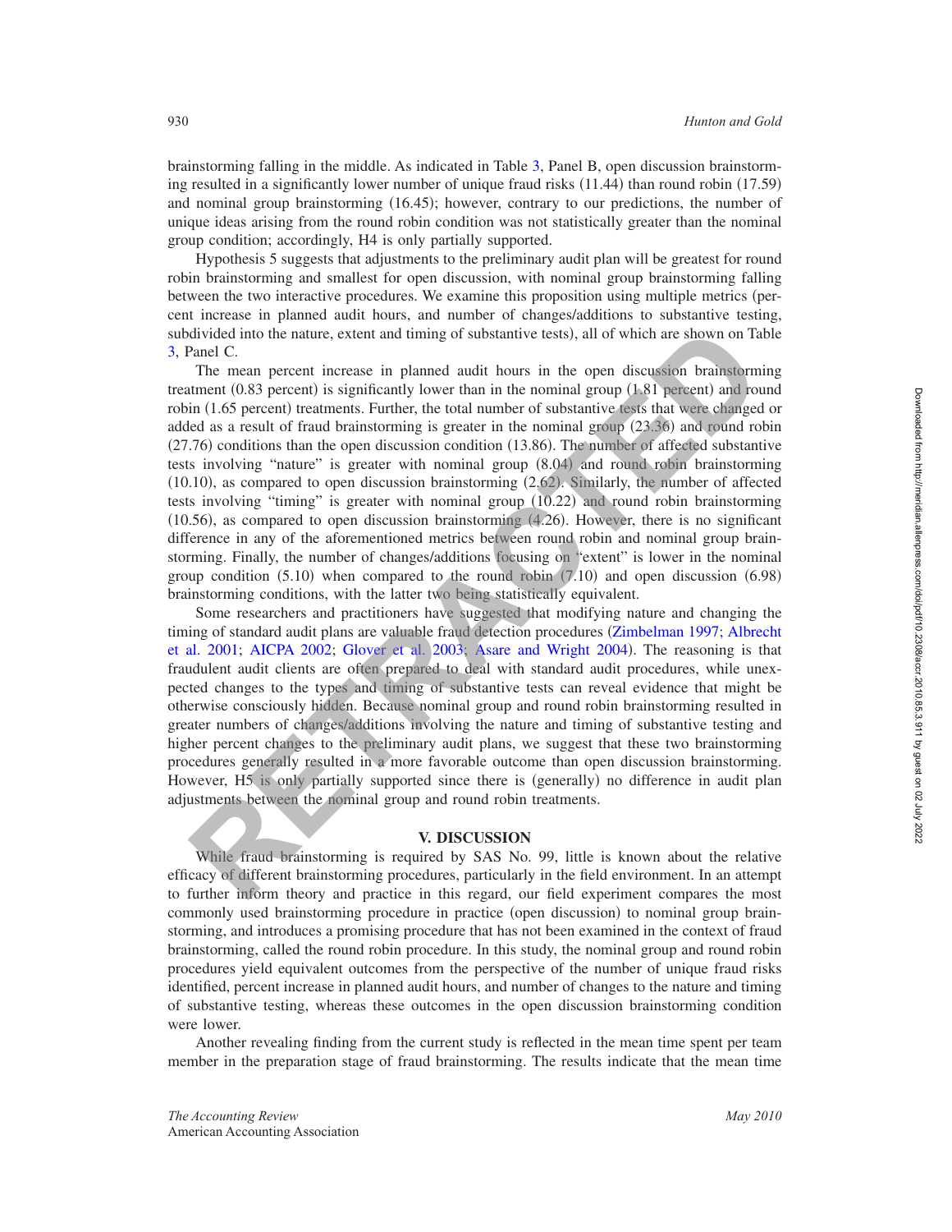brainstorming falling in the middle. As indicated in Table 3, Panel B, open discussion brainstorming resulted in a significantly lower number of unique fraud risks (11.44) than round robin (17.59) and nominal group brainstorming (16.45); however, contrary to our predictions, the number of unique ideas arising from the round robin condition was not statistically greater than the nominal group condition; accordingly, H4 is only partially supported.

Hypothesis 5 suggests that adjustments to the preliminary audit plan will be greatest for round robin brainstorming and smallest for open discussion, with nominal group brainstorming falling between the two interactive procedures. We examine this proposition using multiple metrics (percent increase in planned audit hours, and number of changes/additions to substantive testing, subdivided into the nature, extent and timing of substantive tests), all of which are shown on Table 3, Panel C.

The mean percent increase in planned audit hours in the open discussion brainstorming treatment (0.83 percent) is significantly lower than in the nominal group (1.81 percent) and round robin (1.65 percent) treatments. Further, the total number of substantive tests that were changed or added as a result of fraud brainstorming is greater in the nominal group (23.36) and round robin (27.76) conditions than the open discussion condition (13.86). The number of affected substantive tests involving "nature" is greater with nominal group (8.04) and round robin brainstorming (10.10), as compared to open discussion brainstorming (2.62). Similarly, the number of affected tests involving "timing" is greater with nominal group (10.22) and round robin brainstorming (10.56), as compared to open discussion brainstorming (4.26). However, there is no significant difference in any of the aforementioned metrics between round robin and nominal group brainstorming. Finally, the number of changes/additions focusing on "extent" is lower in the nominal group condition (5.10) when compared to the round robin (7.10) and open discussion (6.98) brainstorming conditions, with the latter two being statistically equivalent.

Some researchers and practitioners have suggested that modifying nature and changing the timing of standard audit plans are valuable fraud detection procedures (Zimbelman 1997; Albrecht et al. 2001; AICPA 2002; Glover et al. 2003; Asare and Wright 2004). The reasoning is that fraudulent audit clients are often prepared to deal with standard audit procedures, while unexpected changes to the types and timing of substantive tests can reveal evidence that might be otherwise consciously hidden. Because nominal group and round robin brainstorming resulted in greater numbers of changes/additions involving the nature and timing of substantive testing and higher percent changes to the preliminary audit plans, we suggest that these two brainstorming procedures generally resulted in a more favorable outcome than open discussion brainstorming. However, H5 is only partially supported since there is (generally) no difference in audit plan adjustments between the nominal group and round robin treatments.

## V. DISCUSSION

While fraud brainstorming is required by SAS No. 99, little is known about the relative efficacy of different brainstorming procedures, particularly in the field environment. In an attempt to further inform theory and practice in this regard, our field experiment compares the most commonly used brainstorming procedure in practice (open discussion) to nominal group brainstorming, and introduces a promising procedure that has not been examined in the context of fraud brainstorming, called the round robin procedure. In this study, the nominal group and round robin procedures yield equivalent outcomes from the perspective of the number of unique fraud risks identified, percent increase in planned audit hours, and number of changes to the nature and timing of substantive testing, whereas these outcomes in the open discussion brainstorming condition were lower.

Another revealing finding from the current study is reflected in the mean time spent per team member in the preparation stage of fraud brainstorming. The results indicate that the mean time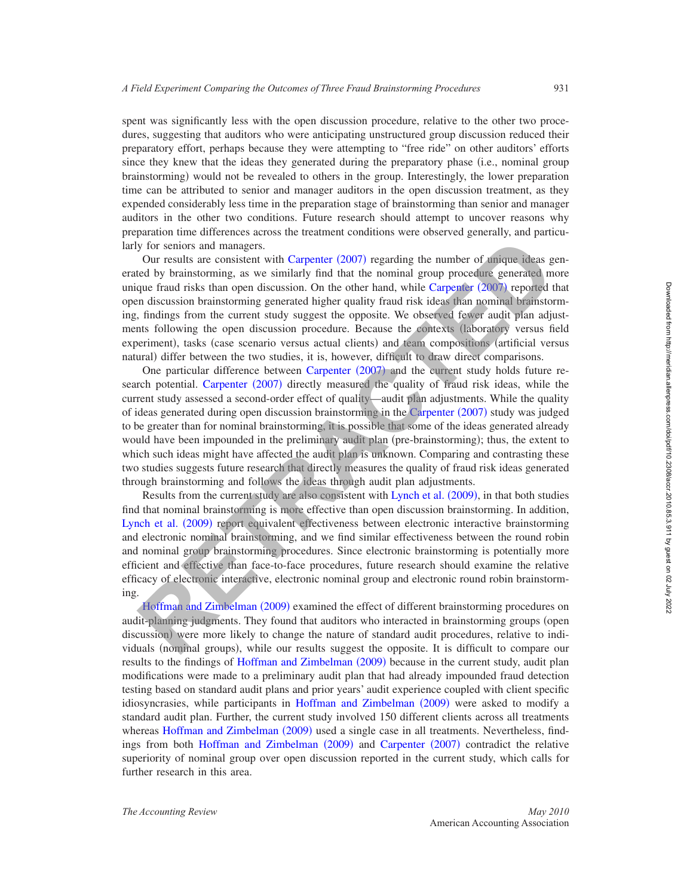spent was significantly less with the open discussion procedure, relative to the other two procedures, suggesting that auditors who were anticipating unstructured group discussion reduced their preparatory effort, perhaps because they were attempting to "free ride" on other auditors' efforts since they knew that the ideas they generated during the preparatory phase (i.e., nominal group brainstorming) would not be revealed to others in the group. Interestingly, the lower preparation time can be attributed to senior and manager auditors in the open discussion treatment, as they expended considerably less time in the preparation stage of brainstorming than senior and manager auditors in the other two conditions. Future research should attempt to uncover reasons why preparation time differences across the treatment conditions were observed generally, and particularly for seniors and managers.

Our results are consistent with Carpenter (2007) regarding the number of unique ideas generated by brainstorming, as we similarly find that the nominal group procedure generated more unique fraud risks than open discussion. On the other hand, while Carpenter (2007) reported that open discussion brainstorming generated higher quality fraud risk ideas than nominal brainstorming, findings from the current study suggest the opposite. We observed fewer audit plan adjustments following the open discussion procedure. Because the contexts (laboratory versus field experiment), tasks (case scenario versus actual clients) and team compositions (artificial versus natural) differ between the two studies, it is, however, difficult to draw direct comparisons.

One particular difference between Carpenter (2007) and the current study holds future research potential. Carpenter (2007) directly measured the quality of fraud risk ideas, while the current study assessed a second-order effect of quality—audit plan adjustments. While the quality of ideas generated during open discussion brainstorming in the Carpenter (2007) study was judged to be greater than for nominal brainstorming, it is possible that some of the ideas generated already would have been impounded in the preliminary audit plan (pre-brainstorming); thus, the extent to which such ideas might have affected the audit plan is unknown. Comparing and contrasting these two studies suggests future research that directly measures the quality of fraud risk ideas generated through brainstorming and follows the ideas through audit plan adjustments.

Results from the current study are also consistent with Lynch et al. (2009), in that both studies find that nominal brainstorming is more effective than open discussion brainstorming. In addition, Lynch et al. (2009) report equivalent effectiveness between electronic interactive brainstorming and electronic nominal brainstorming, and we find similar effectiveness between the round robin and nominal group brainstorming procedures. Since electronic brainstorming is potentially more efficient and effective than face-to-face procedures, future research should examine the relative efficacy of electronic interactive, electronic nominal group and electronic round robin brainstorming.

Hoffman and Zimbelman (2009) examined the effect of different brainstorming procedures on audit-planning judgments. They found that auditors who interacted in brainstorming groups (open discussion) were more likely to change the nature of standard audit procedures, relative to individuals (nominal groups), while our results suggest the opposite. It is difficult to compare our results to the findings of Hoffman and Zimbelman (2009) because in the current study, audit plan modifications were made to a preliminary audit plan that had already impounded fraud detection testing based on standard audit plans and prior years' audit experience coupled with client specific idiosyncrasies, while participants in Hoffman and Zimbelman (2009) were asked to modify a standard audit plan. Further, the current study involved 150 different clients across all treatments whereas Hoffman and Zimbelman (2009) used a single case in all treatments. Nevertheless, findings from both Hoffman and Zimbelman (2009) and Carpenter (2007) contradict the relative superiority of nominal group over open discussion reported in the current study, which calls for further research in this area.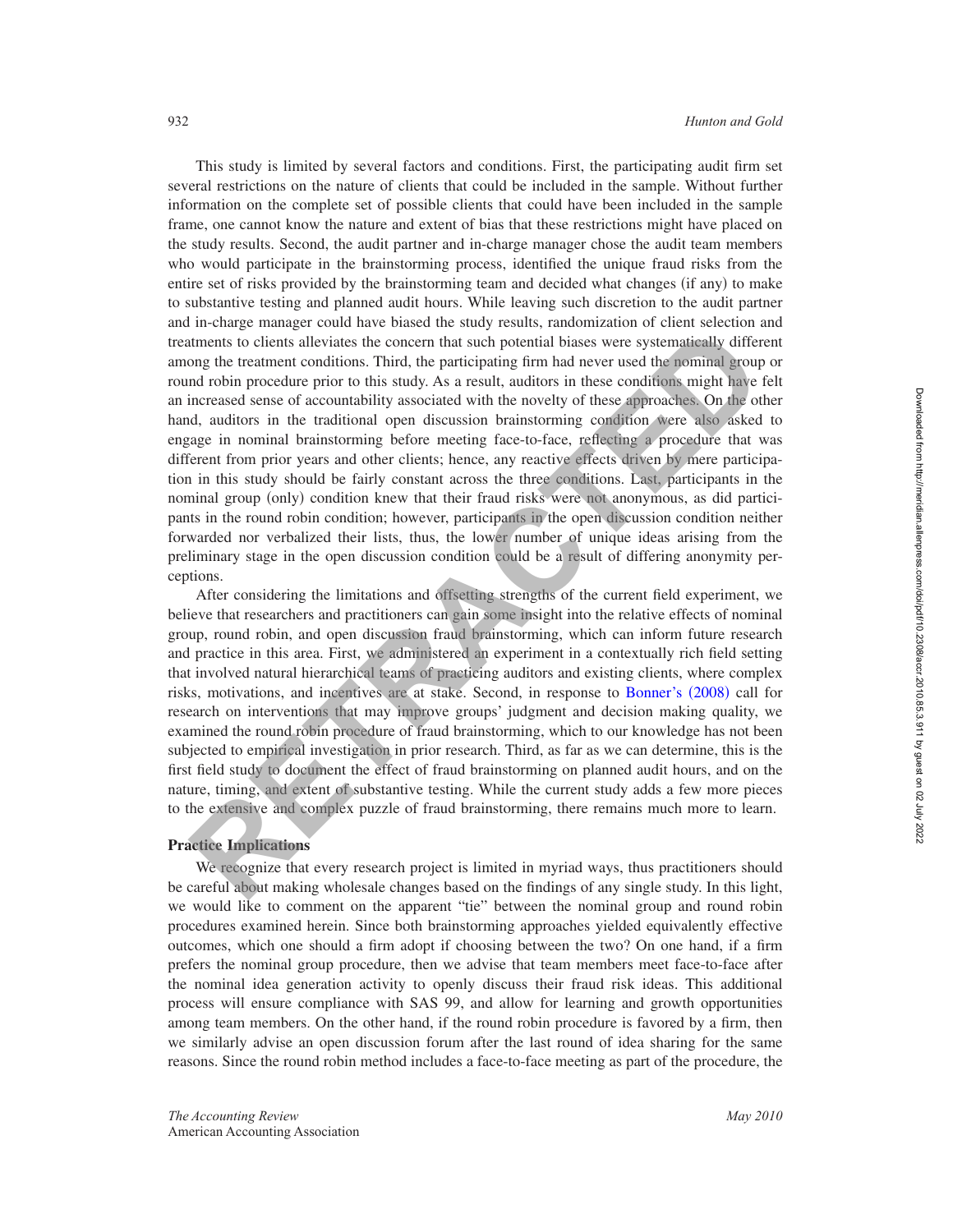This study is limited by several factors and conditions. First, the participating audit firm set several restrictions on the nature of clients that could be included in the sample. Without further information on the complete set of possible clients that could have been included in the sample frame, one cannot know the nature and extent of bias that these restrictions might have placed on the study results. Second, the audit partner and in-charge manager chose the audit team members who would participate in the brainstorming process, identified the unique fraud risks from the entire set of risks provided by the brainstorming team and decided what changes (if any) to make to substantive testing and planned audit hours. While leaving such discretion to the audit partner and in-charge manager could have biased the study results, randomization of client selection and treatments to clients alleviates the concern that such potential biases were systematically different among the treatment conditions. Third, the participating firm had never used the nominal group or round robin procedure prior to this study. As a result, auditors in these conditions might have felt an increased sense of accountability associated with the novelty of these approaches. On the other hand, auditors in the traditional open discussion brainstorming condition were also asked to engage in nominal brainstorming before meeting face-to-face, reflecting a procedure that was different from prior years and other clients; hence, any reactive effects driven by mere participation in this study should be fairly constant across the three conditions. Last, participants in the nominal group (only) condition knew that their fraud risks were not anonymous, as did participants in the round robin condition; however, participants in the open discussion condition neither forwarded nor verbalized their lists, thus, the lower number of unique ideas arising from the preliminary stage in the open discussion condition could be a result of differing anonymity perceptions.

After considering the limitations and offsetting strengths of the current field experiment, we believe that researchers and practitioners can gain some insight into the relative effects of nominal group, round robin, and open discussion fraud brainstorming, which can inform future research and practice in this area. First, we administered an experiment in a contextually rich field setting that involved natural hierarchical teams of practicing auditors and existing clients, where complex risks, motivations, and incentives are at stake. Second, in response to Bonner's (2008) call for research on interventions that may improve groups' judgment and decision making quality, we examined the round robin procedure of fraud brainstorming, which to our knowledge has not been subjected to empirical investigation in prior research. Third, as far as we can determine, this is the first field study to document the effect of fraud brainstorming on planned audit hours, and on the nature, timing, and extent of substantive testing. While the current study adds a few more pieces to the extensive and complex puzzle of fraud brainstorming, there remains much more to learn.

### Practice Implications

We recognize that every research project is limited in myriad ways, thus practitioners should be careful about making wholesale changes based on the findings of any single study. In this light, we would like to comment on the apparent "tie" between the nominal group and round robin procedures examined herein. Since both brainstorming approaches yielded equivalently effective outcomes, which one should a firm adopt if choosing between the two? On one hand, if a firm prefers the nominal group procedure, then we advise that team members meet face-to-face after the nominal idea generation activity to openly discuss their fraud risk ideas. This additional process will ensure compliance with SAS 99, and allow for learning and growth opportunities among team members. On the other hand, if the round robin procedure is favored by a firm, then we similarly advise an open discussion forum after the last round of idea sharing for the same reasons. Since the round robin method includes a face-to-face meeting as part of the procedure, the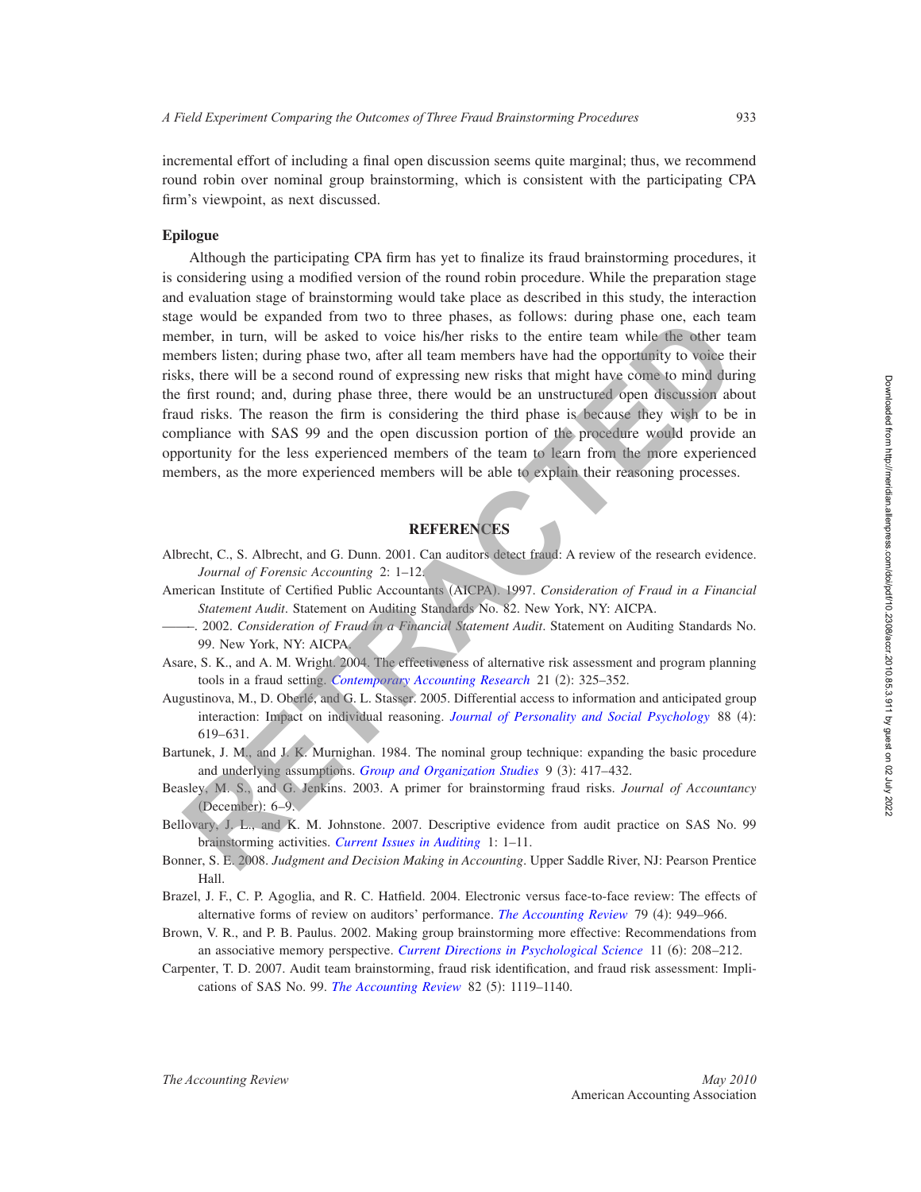incremental effort of including a final open discussion seems quite marginal; thus, we recommend round robin over nominal group brainstorming, which is consistent with the participating CPA firm's viewpoint, as next discussed.

### Epilogue

Although the participating CPA firm has yet to finalize its fraud brainstorming procedures, it is considering using a modified version of the round robin procedure. While the preparation stage and evaluation stage of brainstorming would take place as described in this study, the interaction stage would be expanded from two to three phases, as follows: during phase one, each team member, in turn, will be asked to voice his/her risks to the entire team while the other team members listen; during phase two, after all team members have had the opportunity to voice their risks, there will be a second round of expressing new risks that might have come to mind during the first round; and, during phase three, there would be an unstructured open discussion about fraud risks. The reason the firm is considering the third phase is because they wish to be in compliance with SAS 99 and the open discussion portion of the procedure would provide an opportunity for the less experienced members of the team to learn from the more experienced members, as the more experienced members will be able to explain their reasoning processes.

## REFERENCES

Albrecht, C., S. Albrecht, and G. Dunn. 2001. Can auditors detect fraud: A review of the research evidence. *Journal of Forensic Accounting* 2: 1–12.

American Institute of Certified Public Accountants (AICPA). 1997. *Consideration of Fraud in a Financial Statement Audit*. Statement on Auditing Standards No. 82. New York, NY: AICPA.

——–. 2002. *Consideration of Fraud in a Financial Statement Audit*. Statement on Auditing Standards No. 99. New York, NY: AICPA.

Asare, S. K., and A. M. Wright. 2004. The effectiveness of alternative risk assessment and program planning tools in a fraud setting. *Contemporary Accounting Research* 21 (2): 325–352.

Augustinova, M., D. Oberlé, and G. L. Stasser. 2005. Differential access to information and anticipated group interaction: Impact on individual reasoning. *Journal of Personality and Social Psychology* 88 (4): 619–631.

Bartunek, J. M., and J. K. Murnighan. 1984. The nominal group technique: expanding the basic procedure and underlying assumptions. *Group and Organization Studies* 9 (3): 417–432.

Beasley, M. S., and G. Jenkins. 2003. A primer for brainstorming fraud risks. *Journal of Accountancy* (December): 6–9.

Bellovary, J. L., and K. M. Johnstone. 2007. Descriptive evidence from audit practice on SAS No. 99 brainstorming activities. *Current Issues in Auditing* 1: 1–11.

Bonner, S. E. 2008. *Judgment and Decision Making in Accounting*. Upper Saddle River, NJ: Pearson Prentice Hall.

Brazel, J. F., C. P. Agoglia, and R. C. Hatfield. 2004. Electronic versus face-to-face review: The effects of alternative forms of review on auditors' performance. *The Accounting Review* 79 (4): 949–966.

Brown, V. R., and P. B. Paulus. 2002. Making group brainstorming more effective: Recommendations from an associative memory perspective. *Current Directions in Psychological Science* 11 (6): 208–212.

Carpenter, T. D. 2007. Audit team brainstorming, fraud risk identification, and fraud risk assessment: Implications of SAS No. 99. *The Accounting Review* 82 (5): 1119–1140.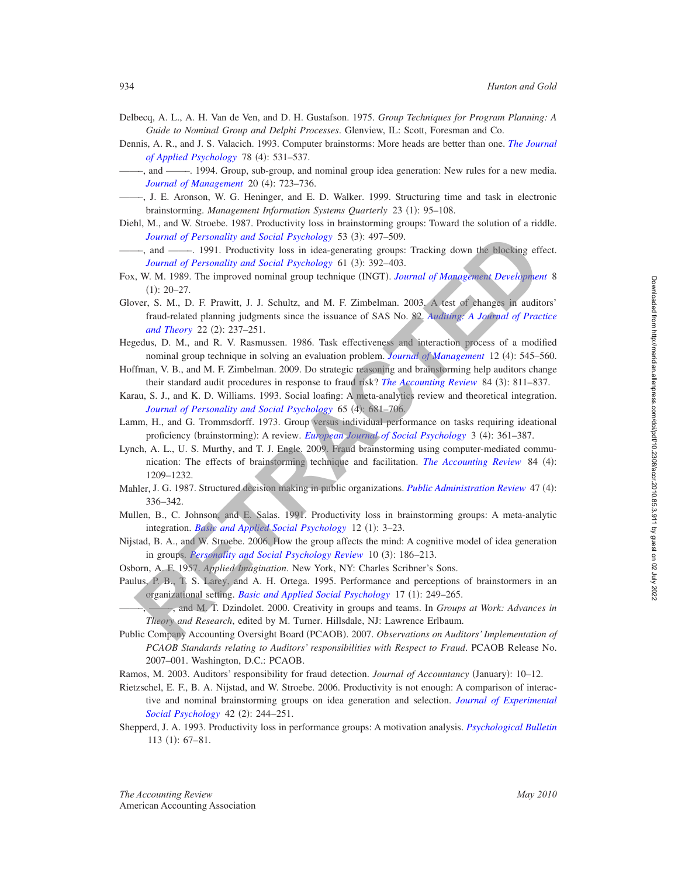Delbecq, A. L., A. H. Van de Ven, and D. H. Gustafson. 1975. *Group Techniques for Program Planning: A Guide to Nominal Group and Delphi Processes*. Glenview, IL: Scott, Foresman and Co.

Dennis, A. R., and J. S. Valacich. 1993. Computer brainstorms: More heads are better than one. *The Journal of Applied Psychology* 78 (4): 531–537.

——–, and ——–. 1994. Group, sub-group, and nominal group idea generation: New rules for a new media. *Journal of Management* 20 (4): 723–736.

——–, J. E. Aronson, W. G. Heninger, and E. D. Walker. 1999. Structuring time and task in electronic brainstorming. *Management Information Systems Quarterly* 23 (1): 95–108.

Diehl, M., and W. Stroebe. 1987. Productivity loss in brainstorming groups: Toward the solution of a riddle. *Journal of Personality and Social Psychology* 53 (3): 497–509.

——–, and ——–. 1991. Productivity loss in idea-generating groups: Tracking down the blocking effect. *Journal of Personality and Social Psychology* 61 (3): 392–403.

Fox, W. M. 1989. The improved nominal group technique (INGT). *Journal of Management Development* 8 (1): 20–27.

Glover, S. M., D. F. Prawitt, J. J. Schultz, and M. F. Zimbelman. 2003. A test of changes in auditors' fraud-related planning judgments since the issuance of SAS No. 82. *Auditing: A Journal of Practice and Theory* 22 (2): 237–251.

Hegedus, D. M., and R. V. Rasmussen. 1986. Task effectiveness and interaction process of a modified nominal group technique in solving an evaluation problem. *Journal of Management* 12 (4): 545–560.

Hoffman, V. B., and M. F. Zimbelman. 2009. Do strategic reasoning and brainstorming help auditors change their standard audit procedures in response to fraud risk? *The Accounting Review* 84 (3): 811–837.

Karau, S. J., and K. D. Williams. 1993. Social loafing: A meta-analytics review and theoretical integration. *Journal of Personality and Social Psychology* 65 (4): 681–706.

Lamm, H., and G. Trommsdorff. 1973. Group versus individual performance on tasks requiring ideational proficiency (brainstorming): A review. *European Journal of Social Psychology* 3 (4): 361–387.

Lynch, A. L., U. S. Murthy, and T. J. Engle. 2009. Fraud brainstorming using computer-mediated communication: The effects of brainstorming technique and facilitation. *The Accounting Review* 84 (4): 1209–1232.

Mahler, J. G. 1987. Structured decision making in public organizations. *Public Administration Review* 47 (4): 336–342.

Mullen, B., C. Johnson, and E. Salas. 1991. Productivity loss in brainstorming groups: A meta-analytic integration. *Basic and Applied Social Psychology* 12 (1): 3–23.

Nijstad, B. A., and W. Stroebe. 2006. How the group affects the mind: A cognitive model of idea generation in groups. *Personality and Social Psychology Review* 10 (3): 186–213.

Osborn, A. F. 1957. *Applied Imagination*. New York, NY: Charles Scribner's Sons.

Paulus, P. B., T. S. Larey, and A. H. Ortega. 1995. Performance and perceptions of brainstormers in an organizational setting. *Basic and Applied Social Psychology* 17 (1): 249–265.

——–, ——–, and M. T. Dzindolet. 2000. Creativity in groups and teams. In *Groups at Work: Advances in Theory and Research*, edited by M. Turner. Hillsdale, NJ: Lawrence Erlbaum.

Public Company Accounting Oversight Board (PCAOB). 2007. *Observations on Auditors' Implementation of PCAOB Standards relating to Auditors' responsibilities with Respect to Fraud*. PCAOB Release No. 2007–001. Washington, D.C.: PCAOB.

Ramos, M. 2003. Auditors' responsibility for fraud detection. *Journal of Accountancy* (January): 10–12.

Rietzschel, E. F., B. A. Nijstad, and W. Stroebe. 2006. Productivity is not enough: A comparison of interactive and nominal brainstorming groups on idea generation and selection. *Journal of Experimental Social Psychology* 42 (2): 244–251.

Shepperd, J. A. 1993. Productivity loss in performance groups: A motivation analysis. *Psychological Bulletin* 113 (1): 67–81.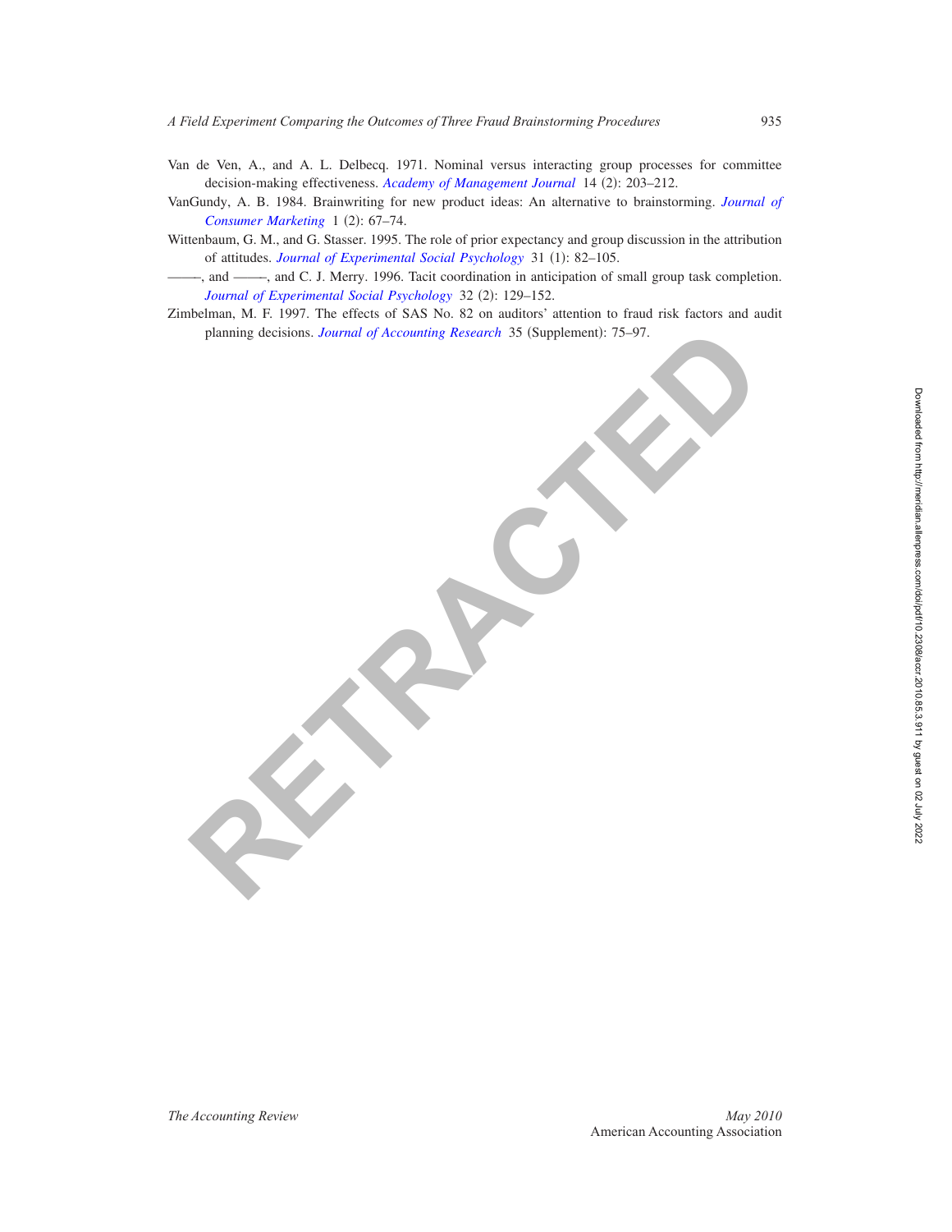Van de Ven, A., and A. L. Delbecq. 1971. Nominal versus interacting group processes for committee decision-making effectiveness. *Academy of Management Journal* 14 (2): 203–212.

VanGundy, A. B. 1984. Brainwriting for new product ideas: An alternative to brainstorming. *Journal of Consumer Marketing* 1 (2): 67–74.

Wittenbaum, G. M., and G. Stasser. 1995. The role of prior expectancy and group discussion in the attribution of attitudes. *Journal of Experimental Social Psychology* 31 (1): 82–105.

———, and ———, and C. J. Merry. 1996. Tacit coordination in anticipation of small group task completion. *Journal of Experimental Social Psychology* 32 (2): 129–152.

Zimbelman, M. F. 1997. The effects of SAS No. 82 on auditors' attention to fraud risk factors and audit planning decisions. *Journal of Accounting Research* 35 (Supplement): 75–97.

RETRACTED